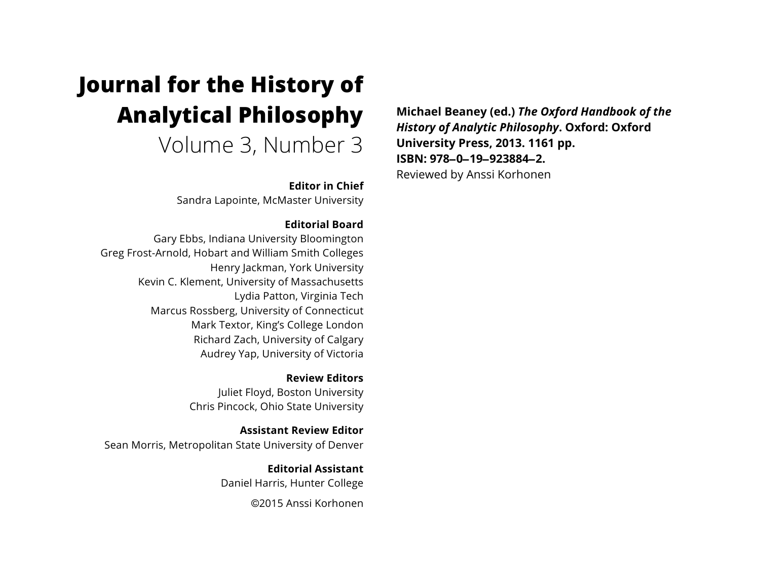# Journal for the History of Analytical Philosophy

## Volume 3, Number 3

**Editor in Chief**
Sandra Lapointe, McMaster University

**Editorial Board**
Gary Ebbs, Indiana University Bloomington
Greg Frost-Arnold, Hobart and William Smith Colleges
Henry Jackman, York University
Kevin C. Klement, University of Massachusetts
Lydia Patton, Virginia Tech
Marcus Rossberg, University of Connecticut
Mark Textor, King's College London
Richard Zach, University of Calgary
Audrey Yap, University of Victoria

**Review Editors**
Juliet Floyd, Boston University
Chris Pincock, Ohio State University

**Assistant Review Editor**
Sean Morris, Metropolitan State University of Denver

**Editorial Assistant**
Daniel Harris, Hunter College

©2015 Anssi Korhonen

**Michael Beaney (ed.) *The Oxford Handbook of the History of Analytic Philosophy*. Oxford: Oxford University Press, 2013. 1161 pp.**
**ISBN: 978–0–19–923884–2.**
Reviewed by Anssi Korhonen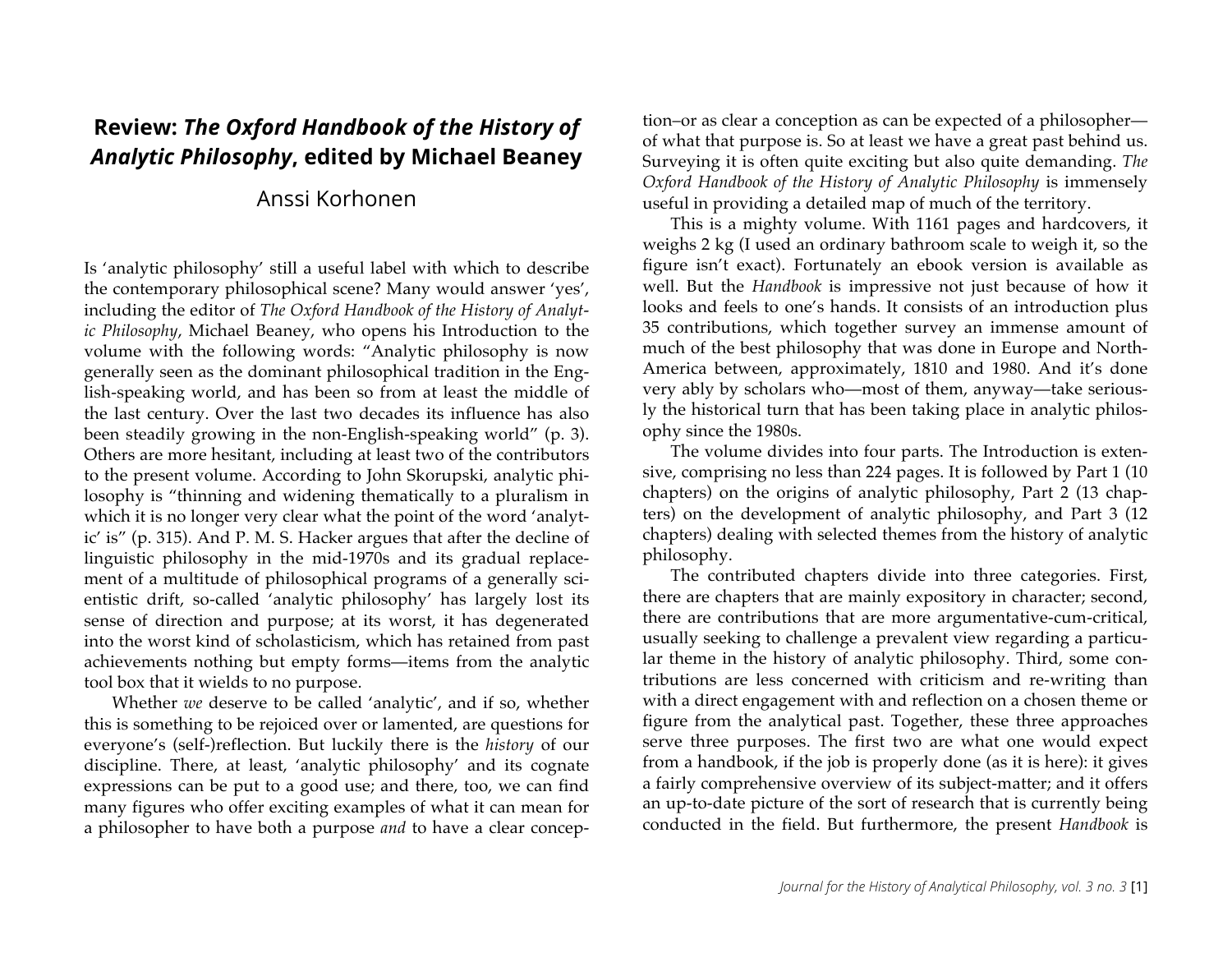# Review: *The Oxford Handbook of the History of Analytic Philosophy*, edited by Michael Beaney

Anssi Korhonen

Is 'analytic philosophy' still a useful label with which to describe the contemporary philosophical scene? Many would answer 'yes', including the editor of *The Oxford Handbook of the History of Analytic Philosophy*, Michael Beaney, who opens his Introduction to the volume with the following words: "Analytic philosophy is now generally seen as the dominant philosophical tradition in the English-speaking world, and has been so from at least the middle of the last century. Over the last two decades its influence has also been steadily growing in the non-English-speaking world" (p. 3). Others are more hesitant, including at least two of the contributors to the present volume. According to John Skorupski, analytic philosophy is "thinning and widening thematically to a pluralism in which it is no longer very clear what the point of the word 'analytic' is" (p. 315). And P. M. S. Hacker argues that after the decline of linguistic philosophy in the mid-1970s and its gradual replacement of a multitude of philosophical programs of a generally scientistic drift, so-called 'analytic philosophy' has largely lost its sense of direction and purpose; at its worst, it has degenerated into the worst kind of scholasticism, which has retained from past achievements nothing but empty forms—items from the analytic tool box that it wields to no purpose.

Whether *we* deserve to be called 'analytic', and if so, whether this is something to be rejoiced over or lamented, are questions for everyone's (self-)reflection. But luckily there is the *history* of our discipline. There, at least, 'analytic philosophy' and its cognate expressions can be put to a good use; and there, too, we can find many figures who offer exciting examples of what it can mean for a philosopher to have both a purpose *and* to have a clear conception–or as clear a conception as can be expected of a philosopher—of what that purpose is. So at least we have a great past behind us. Surveying it is often quite exciting but also quite demanding. *The Oxford Handbook of the History of Analytic Philosophy* is immensely useful in providing a detailed map of much of the territory.

This is a mighty volume. With 1161 pages and hardcovers, it weighs 2 kg (I used an ordinary bathroom scale to weigh it, so the figure isn't exact). Fortunately an ebook version is available as well. But the *Handbook* is impressive not just because of how it looks and feels to one's hands. It consists of an introduction plus 35 contributions, which together survey an immense amount of much of the best philosophy that was done in Europe and North-America between, approximately, 1810 and 1980. And it's done very ably by scholars who—most of them, anyway—take seriously the historical turn that has been taking place in analytic philosophy since the 1980s.

The volume divides into four parts. The Introduction is extensive, comprising no less than 224 pages. It is followed by Part 1 (10 chapters) on the origins of analytic philosophy, Part 2 (13 chapters) on the development of analytic philosophy, and Part 3 (12 chapters) dealing with selected themes from the history of analytic philosophy.

The contributed chapters divide into three categories. First, there are chapters that are mainly expository in character; second, there are contributions that are more argumentative-cum-critical, usually seeking to challenge a prevalent view regarding a particular theme in the history of analytic philosophy. Third, some contributions are less concerned with criticism and re-writing than with a direct engagement with and reflection on a chosen theme or figure from the analytical past. Together, these three approaches serve three purposes. The first two are what one would expect from a handbook, if the job is properly done (as it is here): it gives a fairly comprehensive overview of its subject-matter; and it offers an up-to-date picture of the sort of research that is currently being conducted in the field. But furthermore, the present *Handbook* is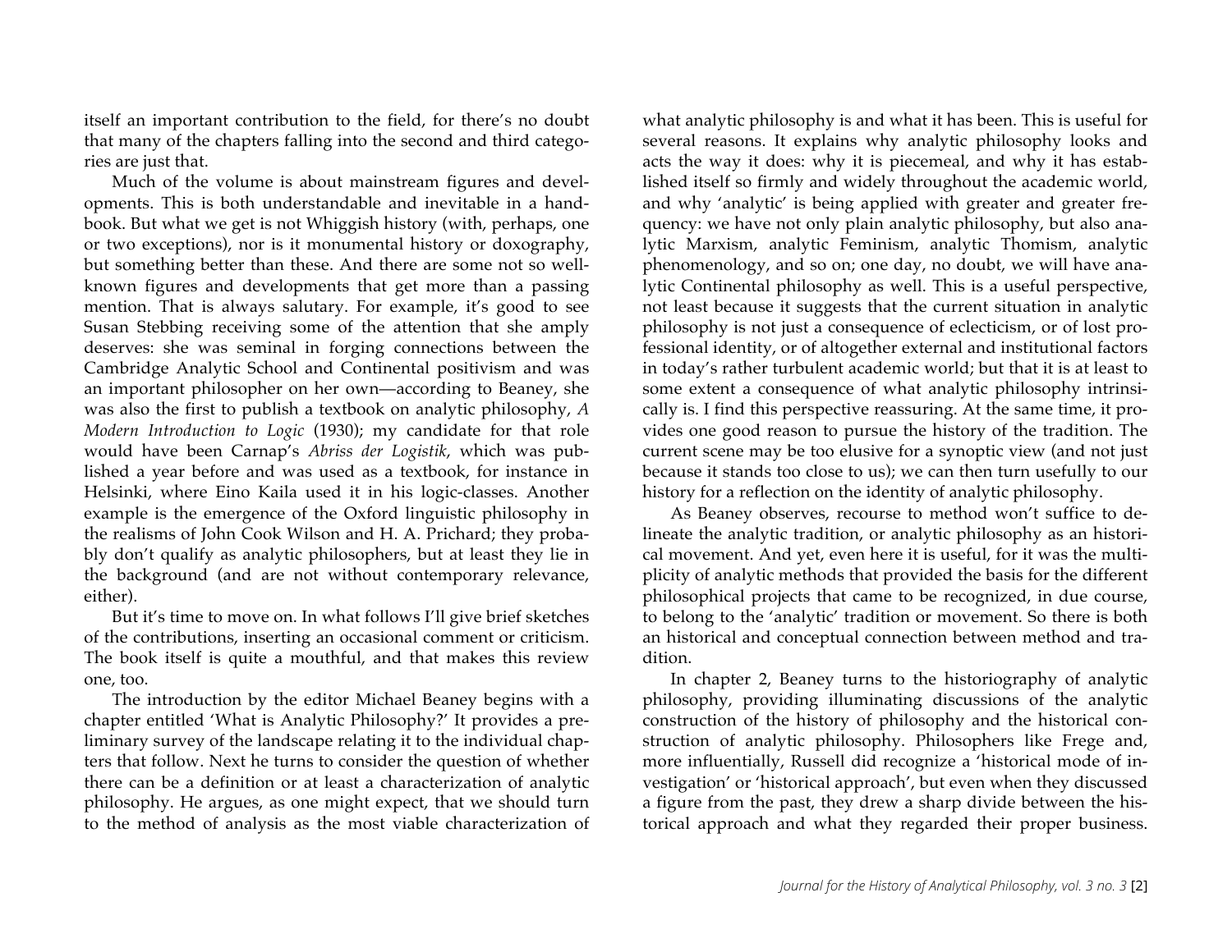itself an important contribution to the field, for there's no doubt that many of the chapters falling into the second and third categories are just that.

Much of the volume is about mainstream figures and developments. This is both understandable and inevitable in a handbook. But what we get is not Whiggish history (with, perhaps, one or two exceptions), nor is it monumental history or doxography, but something better than these. And there are some not so well-known figures and developments that get more than a passing mention. That is always salutary. For example, it's good to see Susan Stebbing receiving some of the attention that she amply deserves: she was seminal in forging connections between the Cambridge Analytic School and Continental positivism and was an important philosopher on her own—according to Beaney, she was also the first to publish a textbook on analytic philosophy, *A Modern Introduction to Logic* (1930); my candidate for that role would have been Carnap's *Abriss der Logistik*, which was published a year before and was used as a textbook, for instance in Helsinki, where Eino Kaila used it in his logic-classes. Another example is the emergence of the Oxford linguistic philosophy in the realisms of John Cook Wilson and H. A. Prichard; they probably don't qualify as analytic philosophers, but at least they lie in the background (and are not without contemporary relevance, either).

But it's time to move on. In what follows I'll give brief sketches of the contributions, inserting an occasional comment or criticism. The book itself is quite a mouthful, and that makes this review one, too.

The introduction by the editor Michael Beaney begins with a chapter entitled 'What is Analytic Philosophy?' It provides a preliminary survey of the landscape relating it to the individual chapters that follow. Next he turns to consider the question of whether there can be a definition or at least a characterization of analytic philosophy. He argues, as one might expect, that we should turn to the method of analysis as the most viable characterization of what analytic philosophy is and what it has been. This is useful for several reasons. It explains why analytic philosophy looks and acts the way it does: why it is piecemeal, and why it has established itself so firmly and widely throughout the academic world, and why 'analytic' is being applied with greater and greater frequency: we have not only plain analytic philosophy, but also analytic Marxism, analytic Feminism, analytic Thomism, analytic phenomenology, and so on; one day, no doubt, we will have analytic Continental philosophy as well. This is a useful perspective, not least because it suggests that the current situation in analytic philosophy is not just a consequence of eclecticism, or of lost professional identity, or of altogether external and institutional factors in today's rather turbulent academic world; but that it is at least to some extent a consequence of what analytic philosophy intrinsically is. I find this perspective reassuring. At the same time, it provides one good reason to pursue the history of the tradition. The current scene may be too elusive for a synoptic view (and not just because it stands too close to us); we can then turn usefully to our history for a reflection on the identity of analytic philosophy.

As Beaney observes, recourse to method won't suffice to delineate the analytic tradition, or analytic philosophy as an historical movement. And yet, even here it is useful, for it was the multiplicity of analytic methods that provided the basis for the different philosophical projects that came to be recognized, in due course, to belong to the 'analytic' tradition or movement. So there is both an historical and conceptual connection between method and tradition.

In chapter 2, Beaney turns to the historiography of analytic philosophy, providing illuminating discussions of the analytic construction of the history of philosophy and the historical construction of analytic philosophy. Philosophers like Frege and, more influentially, Russell did recognize a 'historical mode of investigation' or 'historical approach', but even when they discussed a figure from the past, they drew a sharp divide between the historical approach and what they regarded their proper business.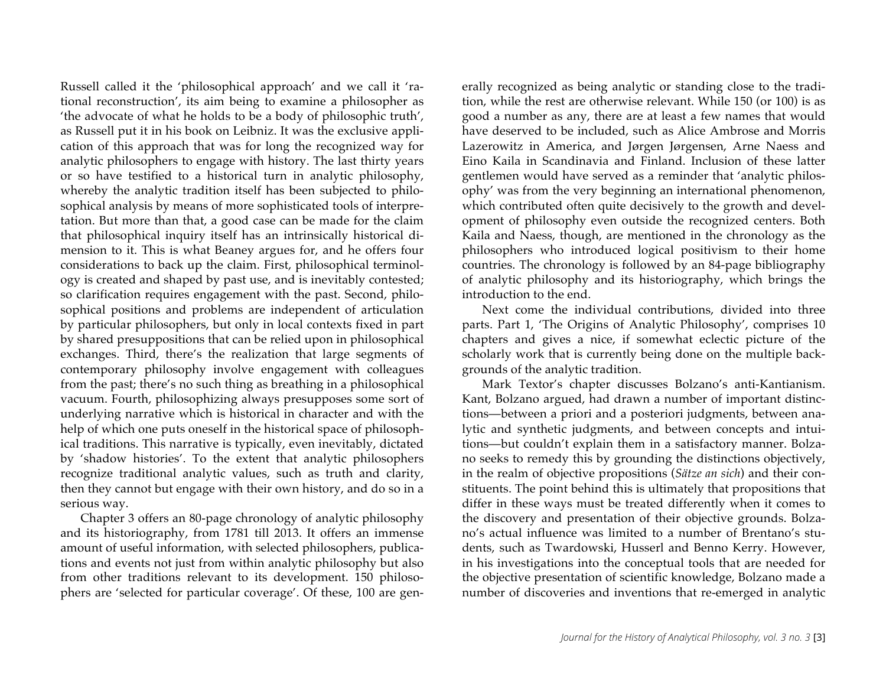Russell called it the 'philosophical approach' and we call it 'rational reconstruction', its aim being to examine a philosopher as 'the advocate of what he holds to be a body of philosophic truth', as Russell put it in his book on Leibniz. It was the exclusive application of this approach that was for long the recognized way for analytic philosophers to engage with history. The last thirty years or so have testified to a historical turn in analytic philosophy, whereby the analytic tradition itself has been subjected to philosophical analysis by means of more sophisticated tools of interpretation. But more than that, a good case can be made for the claim that philosophical inquiry itself has an intrinsically historical dimension to it. This is what Beaney argues for, and he offers four considerations to back up the claim. First, philosophical terminology is created and shaped by past use, and is inevitably contested; so clarification requires engagement with the past. Second, philosophical positions and problems are independent of articulation by particular philosophers, but only in local contexts fixed in part by shared presuppositions that can be relied upon in philosophical exchanges. Third, there's the realization that large segments of contemporary philosophy involve engagement with colleagues from the past; there's no such thing as breathing in a philosophical vacuum. Fourth, philosophizing always presupposes some sort of underlying narrative which is historical in character and with the help of which one puts oneself in the historical space of philosophical traditions. This narrative is typically, even inevitably, dictated by 'shadow histories'. To the extent that analytic philosophers recognize traditional analytic values, such as truth and clarity, then they cannot but engage with their own history, and do so in a serious way.

Chapter 3 offers an 80-page chronology of analytic philosophy and its historiography, from 1781 till 2013. It offers an immense amount of useful information, with selected philosophers, publications and events not just from within analytic philosophy but also from other traditions relevant to its development. 150 philosophers are 'selected for particular coverage'. Of these, 100 are generally recognized as being analytic or standing close to the tradition, while the rest are otherwise relevant. While 150 (or 100) is as good a number as any, there are at least a few names that would have deserved to be included, such as Alice Ambrose and Morris Lazerowitz in America, and Jørgen Jørgensen, Arne Naess and Eino Kaila in Scandinavia and Finland. Inclusion of these latter gentlemen would have served as a reminder that 'analytic philosophy' was from the very beginning an international phenomenon, which contributed often quite decisively to the growth and development of philosophy even outside the recognized centers. Both Kaila and Naess, though, are mentioned in the chronology as the philosophers who introduced logical positivism to their home countries. The chronology is followed by an 84-page bibliography of analytic philosophy and its historiography, which brings the introduction to the end.

Next come the individual contributions, divided into three parts. Part 1, 'The Origins of Analytic Philosophy', comprises 10 chapters and gives a nice, if somewhat eclectic picture of the scholarly work that is currently being done on the multiple backgrounds of the analytic tradition.

Mark Textor's chapter discusses Bolzano's anti-Kantianism. Kant, Bolzano argued, had drawn a number of important distinctions—between a priori and a posteriori judgments, between analytic and synthetic judgments, and between concepts and intuitions—but couldn't explain them in a satisfactory manner. Bolzano seeks to remedy this by grounding the distinctions objectively, in the realm of objective propositions (*Sätze an sich*) and their constituents. The point behind this is ultimately that propositions that differ in these ways must be treated differently when it comes to the discovery and presentation of their objective grounds. Bolzano's actual influence was limited to a number of Brentano's students, such as Twardowski, Husserl and Benno Kerry. However, in his investigations into the conceptual tools that are needed for the objective presentation of scientific knowledge, Bolzano made a number of discoveries and inventions that re-emerged in analytic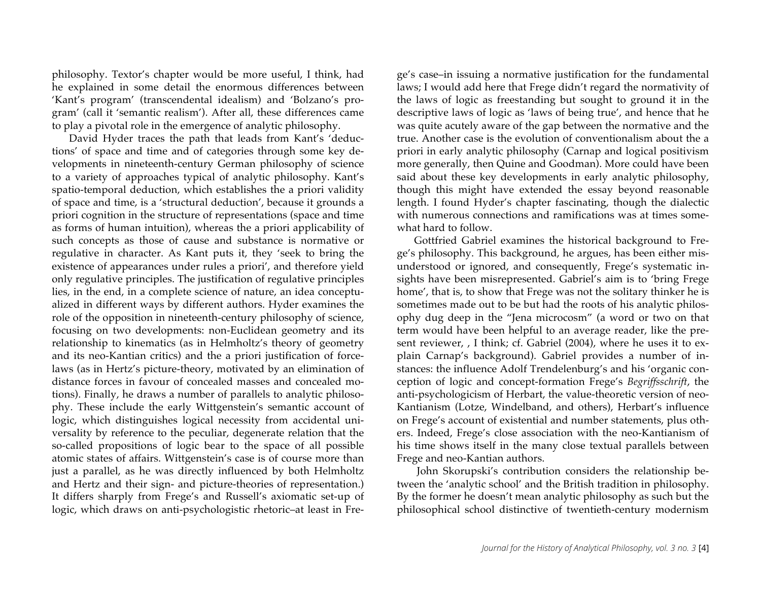philosophy. Textor's chapter would be more useful, I think, had he explained in some detail the enormous differences between 'Kant's program' (transcendental idealism) and 'Bolzano's program' (call it 'semantic realism'). After all, these differences came to play a pivotal role in the emergence of analytic philosophy.

David Hyder traces the path that leads from Kant's 'deductions' of space and time and of categories through some key developments in nineteenth-century German philosophy of science to a variety of approaches typical of analytic philosophy. Kant's spatio-temporal deduction, which establishes the a priori validity of space and time, is a 'structural deduction', because it grounds a priori cognition in the structure of representations (space and time as forms of human intuition), whereas the a priori applicability of such concepts as those of cause and substance is normative or regulative in character. As Kant puts it, they 'seek to bring the existence of appearances under rules a priori', and therefore yield only regulative principles. The justification of regulative principles lies, in the end, in a complete science of nature, an idea conceptualized in different ways by different authors. Hyder examines the role of the opposition in nineteenth-century philosophy of science, focusing on two developments: non-Euclidean geometry and its relationship to kinematics (as in Helmholtz's theory of geometry and its neo-Kantian critics) and the a priori justification of force-laws (as in Hertz's picture-theory, motivated by an elimination of distance forces in favour of concealed masses and concealed motions). Finally, he draws a number of parallels to analytic philosophy. These include the early Wittgenstein's semantic account of logic, which distinguishes logical necessity from accidental universality by reference to the peculiar, degenerate relation that the so-called propositions of logic bear to the space of all possible atomic states of affairs. Wittgenstein's case is of course more than just a parallel, as he was directly influenced by both Helmholtz and Hertz and their sign- and picture-theories of representation.) It differs sharply from Frege's and Russell's axiomatic set-up of logic, which draws on anti-psychologistic rhetoric–at least in Frege's case–in issuing a normative justification for the fundamental laws; I would add here that Frege didn't regard the normativity of the laws of logic as freestanding but sought to ground it in the descriptive laws of logic as 'laws of being true', and hence that he was quite acutely aware of the gap between the normative and the true. Another case is the evolution of conventionalism about the a priori in early analytic philosophy (Carnap and logical positivism more generally, then Quine and Goodman). More could have been said about these key developments in early analytic philosophy, though this might have extended the essay beyond reasonable length. I found Hyder's chapter fascinating, though the dialectic with numerous connections and ramifications was at times somewhat hard to follow.

Gottfried Gabriel examines the historical background to Frege's philosophy. This background, he argues, has been either misunderstood or ignored, and consequently, Frege's systematic insights have been misrepresented. Gabriel's aim is to 'bring Frege home', that is, to show that Frege was not the solitary thinker he is sometimes made out to be but had the roots of his analytic philosophy dug deep in the "Jena microcosm" (a word or two on that term would have been helpful to an average reader, like the present reviewer, , I think; cf. Gabriel (2004), where he uses it to explain Carnap's background). Gabriel provides a number of instances: the influence Adolf Trendelenburg's and his 'organic conception of logic and concept-formation Frege's *Begriffsschrift*, the anti-psychologicism of Herbart, the value-theoretic version of neo-Kantianism (Lotze, Windelband, and others), Herbart's influence on Frege's account of existential and number statements, plus others. Indeed, Frege's close association with the neo-Kantianism of his time shows itself in the many close textual parallels between Frege and neo-Kantian authors.

John Skorupski's contribution considers the relationship between the 'analytic school' and the British tradition in philosophy. By the former he doesn't mean analytic philosophy as such but the philosophical school distinctive of twentieth-century modernism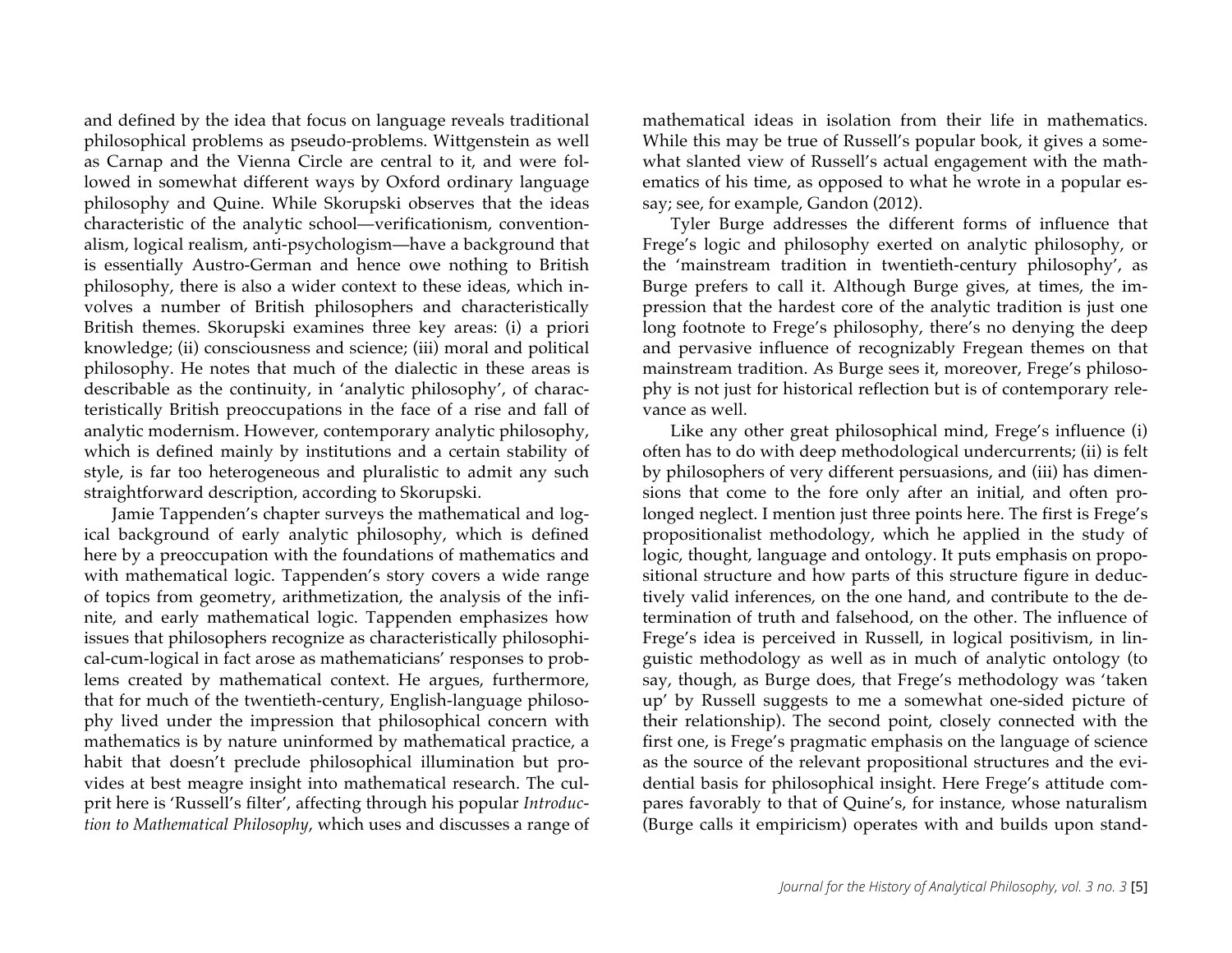and defined by the idea that focus on language reveals traditional philosophical problems as pseudo-problems. Wittgenstein as well as Carnap and the Vienna Circle are central to it, and were followed in somewhat different ways by Oxford ordinary language philosophy and Quine. While Skorupski observes that the ideas characteristic of the analytic school—verificationism, conventionalism, logical realism, anti-psychologism—have a background that is essentially Austro-German and hence owe nothing to British philosophy, there is also a wider context to these ideas, which involves a number of British philosophers and characteristically British themes. Skorupski examines three key areas: (i) a priori knowledge; (ii) consciousness and science; (iii) moral and political philosophy. He notes that much of the dialectic in these areas is describable as the continuity, in 'analytic philosophy', of characteristically British preoccupations in the face of a rise and fall of analytic modernism. However, contemporary analytic philosophy, which is defined mainly by institutions and a certain stability of style, is far too heterogeneous and pluralistic to admit any such straightforward description, according to Skorupski.

Jamie Tappenden's chapter surveys the mathematical and logical background of early analytic philosophy, which is defined here by a preoccupation with the foundations of mathematics and with mathematical logic. Tappenden's story covers a wide range of topics from geometry, arithmetization, the analysis of the infinite, and early mathematical logic. Tappenden emphasizes how issues that philosophers recognize as characteristically philosophical-cum-logical in fact arose as mathematicians' responses to problems created by mathematical context. He argues, furthermore, that for much of the twentieth-century, English-language philosophy lived under the impression that philosophical concern with mathematics is by nature uninformed by mathematical practice, a habit that doesn't preclude philosophical illumination but provides at best meagre insight into mathematical research. The culprit here is 'Russell's filter', affecting through his popular *Introduction to Mathematical Philosophy*, which uses and discusses a range of mathematical ideas in isolation from their life in mathematics. While this may be true of Russell's popular book, it gives a somewhat slanted view of Russell's actual engagement with the mathematics of his time, as opposed to what he wrote in a popular essay; see, for example, Gandon (2012).

Tyler Burge addresses the different forms of influence that Frege's logic and philosophy exerted on analytic philosophy, or the 'mainstream tradition in twentieth-century philosophy', as Burge prefers to call it. Although Burge gives, at times, the impression that the hardest core of the analytic tradition is just one long footnote to Frege's philosophy, there's no denying the deep and pervasive influence of recognizably Fregean themes on that mainstream tradition. As Burge sees it, moreover, Frege's philosophy is not just for historical reflection but is of contemporary relevance as well.

Like any other great philosophical mind, Frege's influence (i) often has to do with deep methodological undercurrents; (ii) is felt by philosophers of very different persuasions, and (iii) has dimensions that come to the fore only after an initial, and often prolonged neglect. I mention just three points here. The first is Frege's propositionalist methodology, which he applied in the study of logic, thought, language and ontology. It puts emphasis on propositional structure and how parts of this structure figure in deductively valid inferences, on the one hand, and contribute to the determination of truth and falsehood, on the other. The influence of Frege's idea is perceived in Russell, in logical positivism, in linguistic methodology as well as in much of analytic ontology (to say, though, as Burge does, that Frege's methodology was 'taken up' by Russell suggests to me a somewhat one-sided picture of their relationship). The second point, closely connected with the first one, is Frege's pragmatic emphasis on the language of science as the source of the relevant propositional structures and the evidential basis for philosophical insight. Here Frege's attitude compares favorably to that of Quine's, for instance, whose naturalism (Burge calls it empiricism) operates with and builds upon stand-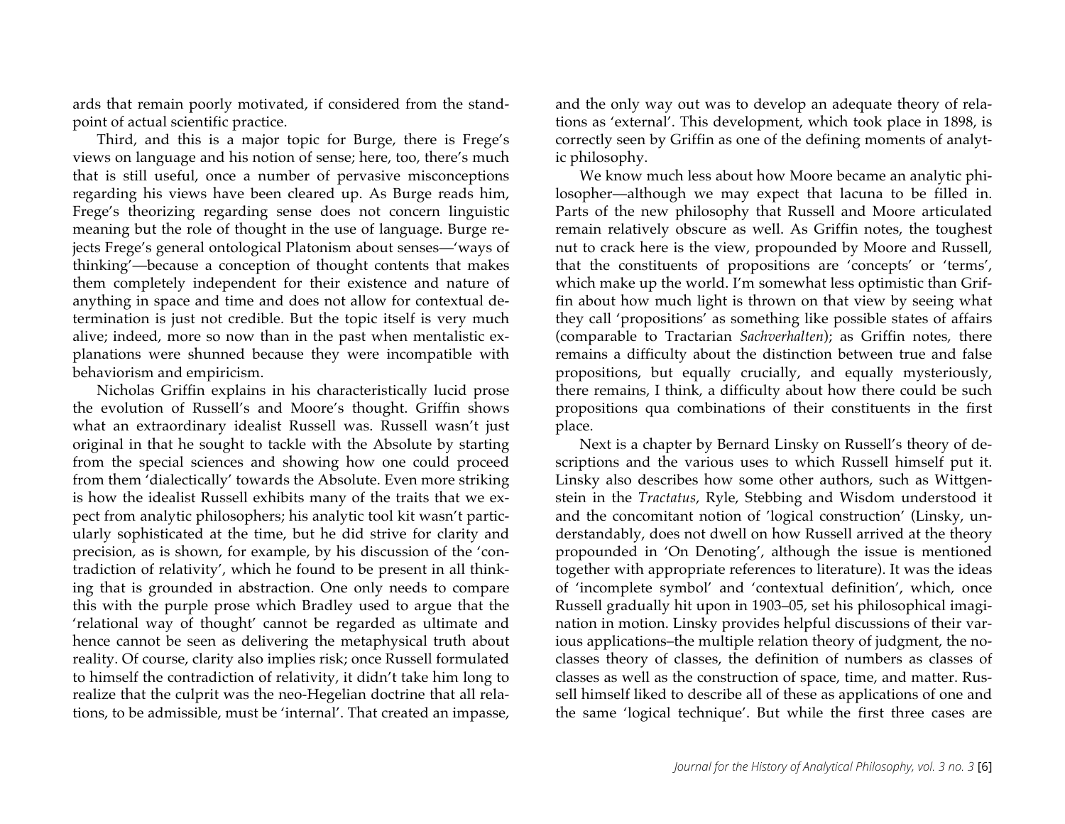ards that remain poorly motivated, if considered from the standpoint of actual scientific practice.

Third, and this is a major topic for Burge, there is Frege's views on language and his notion of sense; here, too, there's much that is still useful, once a number of pervasive misconceptions regarding his views have been cleared up. As Burge reads him, Frege's theorizing regarding sense does not concern linguistic meaning but the role of thought in the use of language. Burge rejects Frege's general ontological Platonism about senses—'ways of thinking'—because a conception of thought contents that makes them completely independent for their existence and nature of anything in space and time and does not allow for contextual determination is just not credible. But the topic itself is very much alive; indeed, more so now than in the past when mentalistic explanations were shunned because they were incompatible with behaviorism and empiricism.

Nicholas Griffin explains in his characteristically lucid prose the evolution of Russell's and Moore's thought. Griffin shows what an extraordinary idealist Russell was. Russell wasn't just original in that he sought to tackle with the Absolute by starting from the special sciences and showing how one could proceed from them 'dialectically' towards the Absolute. Even more striking is how the idealist Russell exhibits many of the traits that we expect from analytic philosophers; his analytic tool kit wasn't particularly sophisticated at the time, but he did strive for clarity and precision, as is shown, for example, by his discussion of the 'contradiction of relativity', which he found to be present in all thinking that is grounded in abstraction. One only needs to compare this with the purple prose which Bradley used to argue that the 'relational way of thought' cannot be regarded as ultimate and hence cannot be seen as delivering the metaphysical truth about reality. Of course, clarity also implies risk; once Russell formulated to himself the contradiction of relativity, it didn't take him long to realize that the culprit was the neo-Hegelian doctrine that all relations, to be admissible, must be 'internal'. That created an impasse, and the only way out was to develop an adequate theory of relations as 'external'. This development, which took place in 1898, is correctly seen by Griffin as one of the defining moments of analytic philosophy.

We know much less about how Moore became an analytic philosopher—although we may expect that lacuna to be filled in. Parts of the new philosophy that Russell and Moore articulated remain relatively obscure as well. As Griffin notes, the toughest nut to crack here is the view, propounded by Moore and Russell, that the constituents of propositions are 'concepts' or 'terms', which make up the world. I'm somewhat less optimistic than Griffin about how much light is thrown on that view by seeing what they call 'propositions' as something like possible states of affairs (comparable to Tractarian *Sachverhalten*); as Griffin notes, there remains a difficulty about the distinction between true and false propositions, but equally crucially, and equally mysteriously, there remains, I think, a difficulty about how there could be such propositions qua combinations of their constituents in the first place.

Next is a chapter by Bernard Linsky on Russell's theory of descriptions and the various uses to which Russell himself put it. Linsky also describes how some other authors, such as Wittgenstein in the *Tractatus*, Ryle, Stebbing and Wisdom understood it and the concomitant notion of 'logical construction' (Linsky, understandably, does not dwell on how Russell arrived at the theory propounded in 'On Denoting', although the issue is mentioned together with appropriate references to literature). It was the ideas of 'incomplete symbol' and 'contextual definition', which, once Russell gradually hit upon in 1903–05, set his philosophical imagination in motion. Linsky provides helpful discussions of their various applications–the multiple relation theory of judgment, the no-classes theory of classes, the definition of numbers as classes of classes as well as the construction of space, time, and matter. Russell himself liked to describe all of these as applications of one and the same 'logical technique'. But while the first three cases are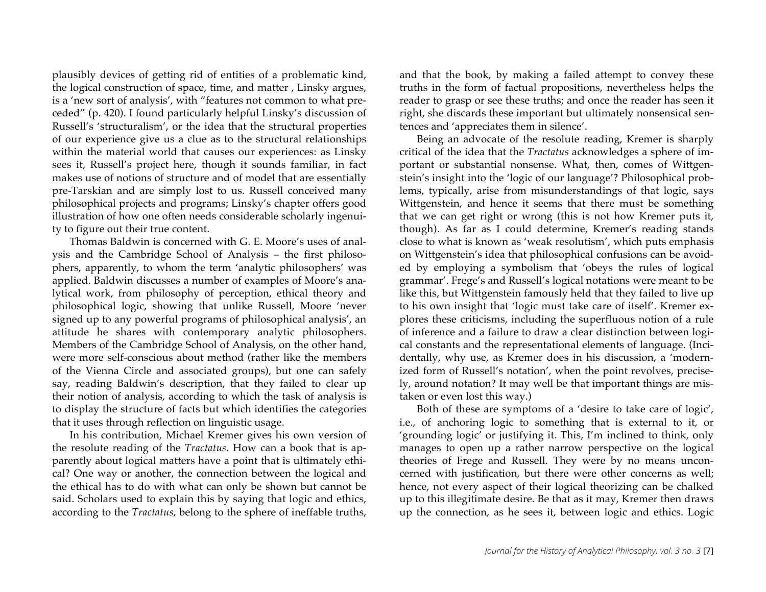plausibly devices of getting rid of entities of a problematic kind, the logical construction of space, time, and matter , Linsky argues, is a 'new sort of analysis', with "features not common to what preceded" (p. 420). I found particularly helpful Linsky's discussion of Russell's 'structuralism', or the idea that the structural properties of our experience give us a clue as to the structural relationships within the material world that causes our experiences: as Linsky sees it, Russell's project here, though it sounds familiar, in fact makes use of notions of structure and of model that are essentially pre-Tarskian and are simply lost to us. Russell conceived many philosophical projects and programs; Linsky's chapter offers good illustration of how one often needs considerable scholarly ingenuity to figure out their true content.

Thomas Baldwin is concerned with G. E. Moore's uses of analysis and the Cambridge School of Analysis – the first philosophers, apparently, to whom the term 'analytic philosophers' was applied. Baldwin discusses a number of examples of Moore's analytical work, from philosophy of perception, ethical theory and philosophical logic, showing that unlike Russell, Moore 'never signed up to any powerful programs of philosophical analysis', an attitude he shares with contemporary analytic philosophers. Members of the Cambridge School of Analysis, on the other hand, were more self-conscious about method (rather like the members of the Vienna Circle and associated groups), but one can safely say, reading Baldwin's description, that they failed to clear up their notion of analysis, according to which the task of analysis is to display the structure of facts but which identifies the categories that it uses through reflection on linguistic usage.

In his contribution, Michael Kremer gives his own version of the resolute reading of the *Tractatus*. How can a book that is apparently about logical matters have a point that is ultimately ethical? One way or another, the connection between the logical and the ethical has to do with what can only be shown but cannot be said. Scholars used to explain this by saying that logic and ethics, according to the *Tractatus*, belong to the sphere of ineffable truths, and that the book, by making a failed attempt to convey these truths in the form of factual propositions, nevertheless helps the reader to grasp or see these truths; and once the reader has seen it right, she discards these important but ultimately nonsensical sentences and 'appreciates them in silence'.

Being an advocate of the resolute reading, Kremer is sharply critical of the idea that the *Tractatus* acknowledges a sphere of important or substantial nonsense. What, then, comes of Wittgenstein's insight into the 'logic of our language'? Philosophical problems, typically, arise from misunderstandings of that logic, says Wittgenstein, and hence it seems that there must be something that we can get right or wrong (this is not how Kremer puts it, though). As far as I could determine, Kremer's reading stands close to what is known as 'weak resolutism', which puts emphasis on Wittgenstein's idea that philosophical confusions can be avoided by employing a symbolism that 'obeys the rules of logical grammar'. Frege's and Russell's logical notations were meant to be like this, but Wittgenstein famously held that they failed to live up to his own insight that 'logic must take care of itself'. Kremer explores these criticisms, including the superfluous notion of a rule of inference and a failure to draw a clear distinction between logical constants and the representational elements of language. (Incidentally, why use, as Kremer does in his discussion, a 'modernized form of Russell's notation', when the point revolves, precisely, around notation? It may well be that important things are mistaken or even lost this way.)

Both of these are symptoms of a 'desire to take care of logic', i.e., of anchoring logic to something that is external to it, or 'grounding logic' or justifying it. This, I'm inclined to think, only manages to open up a rather narrow perspective on the logical theories of Frege and Russell. They were by no means unconcerned with justification, but there were other concerns as well; hence, not every aspect of their logical theorizing can be chalked up to this illegitimate desire. Be that as it may, Kremer then draws up the connection, as he sees it, between logic and ethics. Logic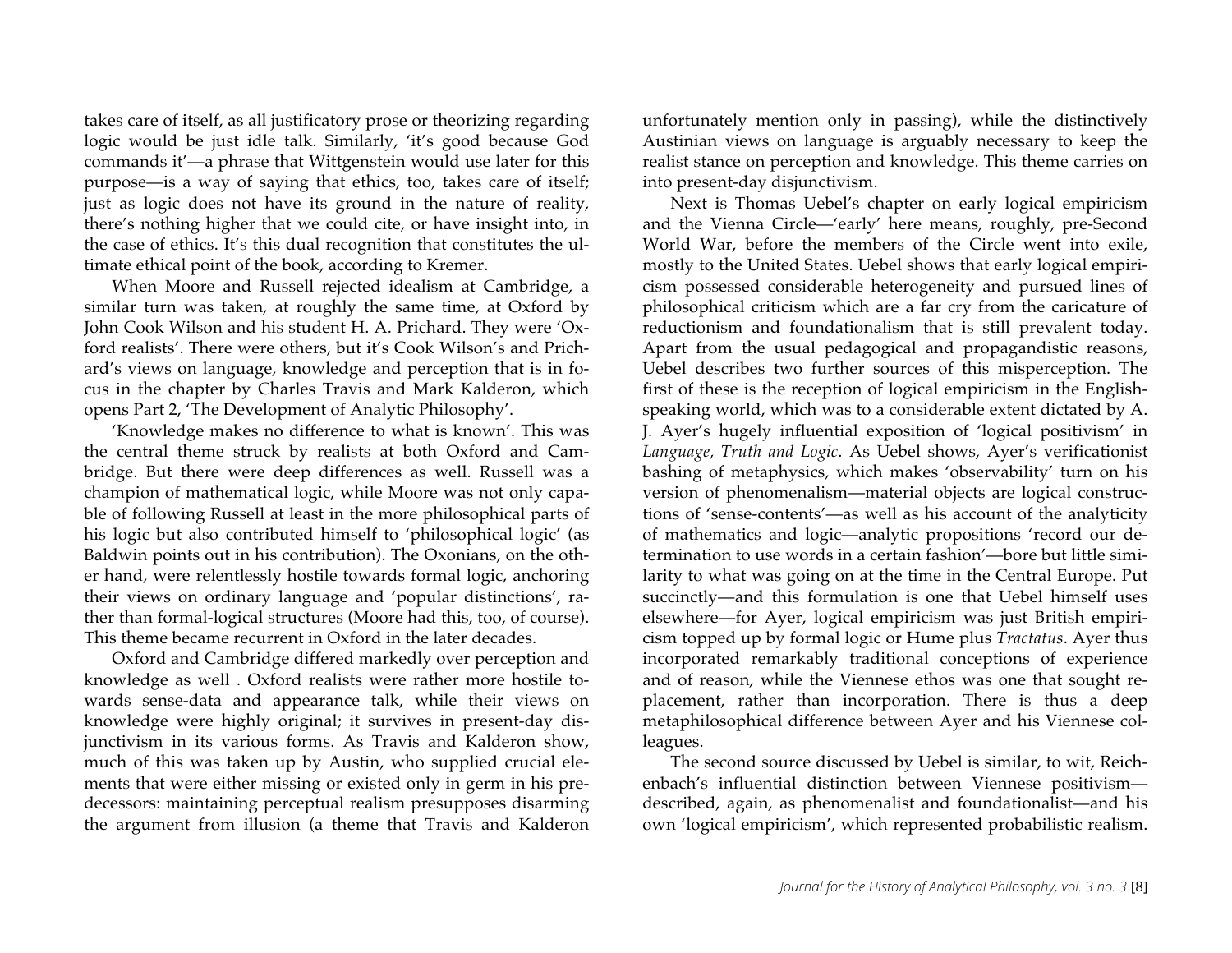takes care of itself, as all justificatory prose or theorizing regarding logic would be just idle talk. Similarly, 'it's good because God commands it'—a phrase that Wittgenstein would use later for this purpose—is a way of saying that ethics, too, takes care of itself; just as logic does not have its ground in the nature of reality, there's nothing higher that we could cite, or have insight into, in the case of ethics. It's this dual recognition that constitutes the ultimate ethical point of the book, according to Kremer.

When Moore and Russell rejected idealism at Cambridge, a similar turn was taken, at roughly the same time, at Oxford by John Cook Wilson and his student H. A. Prichard. They were 'Oxford realists'. There were others, but it's Cook Wilson's and Prichard's views on language, knowledge and perception that is in focus in the chapter by Charles Travis and Mark Kalderon, which opens Part 2, 'The Development of Analytic Philosophy'.

'Knowledge makes no difference to what is known'. This was the central theme struck by realists at both Oxford and Cambridge. But there were deep differences as well. Russell was a champion of mathematical logic, while Moore was not only capable of following Russell at least in the more philosophical parts of his logic but also contributed himself to 'philosophical logic' (as Baldwin points out in his contribution). The Oxonians, on the other hand, were relentlessly hostile towards formal logic, anchoring their views on ordinary language and 'popular distinctions', rather than formal-logical structures (Moore had this, too, of course). This theme became recurrent in Oxford in the later decades.

Oxford and Cambridge differed markedly over perception and knowledge as well . Oxford realists were rather more hostile towards sense-data and appearance talk, while their views on knowledge were highly original; it survives in present-day disjunctivism in its various forms. As Travis and Kalderon show, much of this was taken up by Austin, who supplied crucial elements that were either missing or existed only in germ in his predecessors: maintaining perceptual realism presupposes disarming the argument from illusion (a theme that Travis and Kalderon unfortunately mention only in passing), while the distinctively Austinian views on language is arguably necessary to keep the realist stance on perception and knowledge. This theme carries on into present-day disjunctivism.

Next is Thomas Uebel's chapter on early logical empiricism and the Vienna Circle—'early' here means, roughly, pre-Second World War, before the members of the Circle went into exile, mostly to the United States. Uebel shows that early logical empiricism possessed considerable heterogeneity and pursued lines of philosophical criticism which are a far cry from the caricature of reductionism and foundationalism that is still prevalent today. Apart from the usual pedagogical and propagandistic reasons, Uebel describes two further sources of this misperception. The first of these is the reception of logical empiricism in the English-speaking world, which was to a considerable extent dictated by A. J. Ayer's hugely influential exposition of 'logical positivism' in *Language, Truth and Logic*. As Uebel shows, Ayer's verificationist bashing of metaphysics, which makes 'observability' turn on his version of phenomenalism—material objects are logical constructions of 'sense-contents'—as well as his account of the analyticity of mathematics and logic—analytic propositions 'record our determination to use words in a certain fashion'—bore but little similarity to what was going on at the time in the Central Europe. Put succinctly—and this formulation is one that Uebel himself uses elsewhere—for Ayer, logical empiricism was just British empiricism topped up by formal logic or Hume plus *Tractatus*. Ayer thus incorporated remarkably traditional conceptions of experience and of reason, while the Viennese ethos was one that sought replacement, rather than incorporation. There is thus a deep metaphilosophical difference between Ayer and his Viennese colleagues.

The second source discussed by Uebel is similar, to wit, Reichenbach's influential distinction between Viennese positivism—described, again, as phenomenalist and foundationalist—and his own 'logical empiricism', which represented probabilistic realism.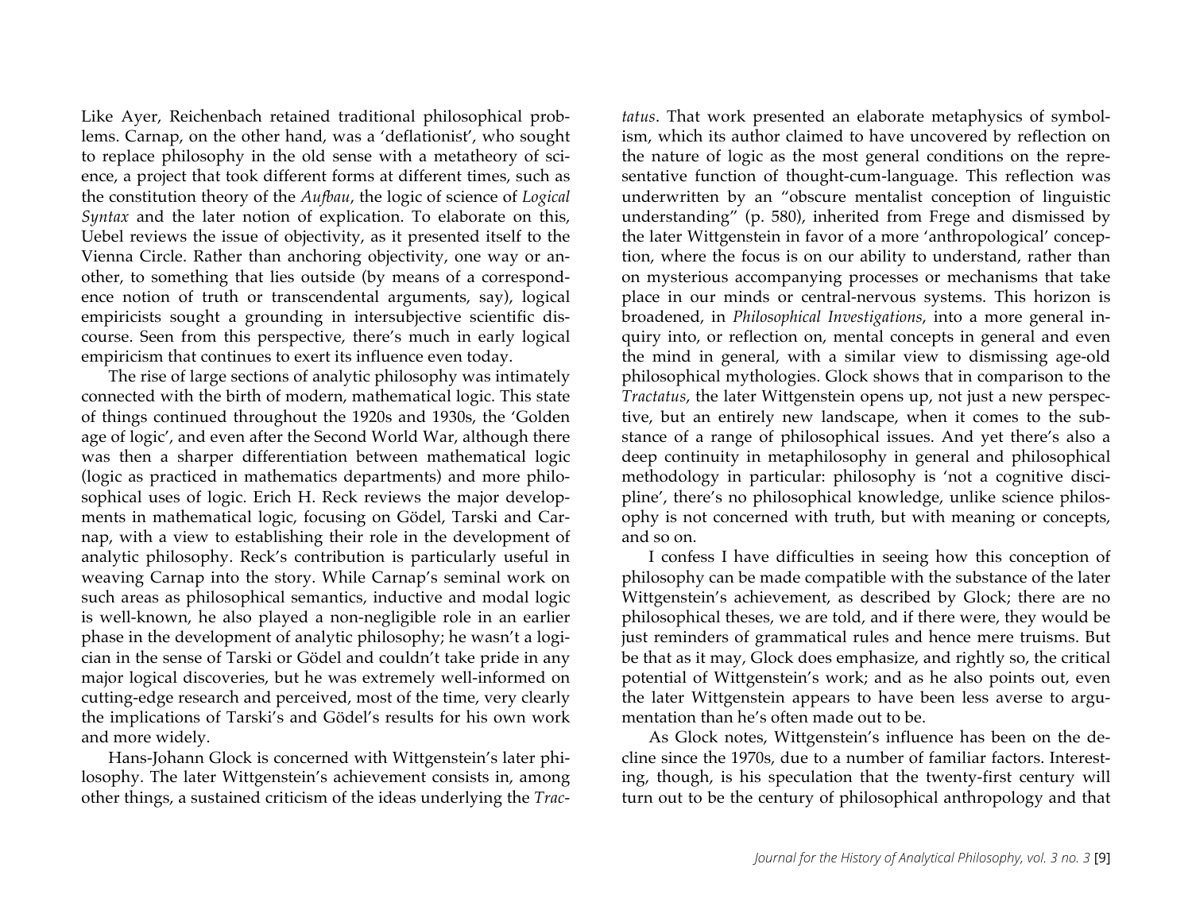Like Ayer, Reichenbach retained traditional philosophical problems. Carnap, on the other hand, was a 'deflationist', who sought to replace philosophy in the old sense with a metatheory of science, a project that took different forms at different times, such as the constitution theory of the *Aufbau*, the logic of science of *Logical Syntax* and the later notion of explication. To elaborate on this, Uebel reviews the issue of objectivity, as it presented itself to the Vienna Circle. Rather than anchoring objectivity, one way or another, to something that lies outside (by means of a correspondence notion of truth or transcendental arguments, say), logical empiricists sought a grounding in intersubjective scientific discourse. Seen from this perspective, there's much in early logical empiricism that continues to exert its influence even today.

The rise of large sections of analytic philosophy was intimately connected with the birth of modern, mathematical logic. This state of things continued throughout the 1920s and 1930s, the 'Golden age of logic', and even after the Second World War, although there was then a sharper differentiation between mathematical logic (logic as practiced in mathematics departments) and more philosophical uses of logic. Erich H. Reck reviews the major developments in mathematical logic, focusing on Gödel, Tarski and Carnap, with a view to establishing their role in the development of analytic philosophy. Reck's contribution is particularly useful in weaving Carnap into the story. While Carnap's seminal work on such areas as philosophical semantics, inductive and modal logic is well-known, he also played a non-negligible role in an earlier phase in the development of analytic philosophy; he wasn't a logician in the sense of Tarski or Gödel and couldn't take pride in any major logical discoveries, but he was extremely well-informed on cutting-edge research and perceived, most of the time, very clearly the implications of Tarski's and Gödel's results for his own work and more widely.

Hans-Johann Glock is concerned with Wittgenstein's later philosophy. The later Wittgenstein's achievement consists in, among other things, a sustained criticism of the ideas underlying the *Tractatus*. That work presented an elaborate metaphysics of symbolism, which its author claimed to have uncovered by reflection on the nature of logic as the most general conditions on the representative function of thought-cum-language. This reflection was underwritten by an "obscure mentalist conception of linguistic understanding" (p. 580), inherited from Frege and dismissed by the later Wittgenstein in favor of a more 'anthropological' conception, where the focus is on our ability to understand, rather than on mysterious accompanying processes or mechanisms that take place in our minds or central-nervous systems. This horizon is broadened, in *Philosophical Investigations*, into a more general inquiry into, or reflection on, mental concepts in general and even the mind in general, with a similar view to dismissing age-old philosophical mythologies. Glock shows that in comparison to the *Tractatus*, the later Wittgenstein opens up, not just a new perspective, but an entirely new landscape, when it comes to the substance of a range of philosophical issues. And yet there's also a deep continuity in metaphilosophy in general and philosophical methodology in particular: philosophy is 'not a cognitive discipline', there's no philosophical knowledge, unlike science philosophy is not concerned with truth, but with meaning or concepts, and so on.

I confess I have difficulties in seeing how this conception of philosophy can be made compatible with the substance of the later Wittgenstein's achievement, as described by Glock; there are no philosophical theses, we are told, and if there were, they would be just reminders of grammatical rules and hence mere truisms. But be that as it may, Glock does emphasize, and rightly so, the critical potential of Wittgenstein's work; and as he also points out, even the later Wittgenstein appears to have been less averse to argumentation than he's often made out to be.

As Glock notes, Wittgenstein's influence has been on the decline since the 1970s, due to a number of familiar factors. Interesting, though, is his speculation that the twenty-first century will turn out to be the century of philosophical anthropology and that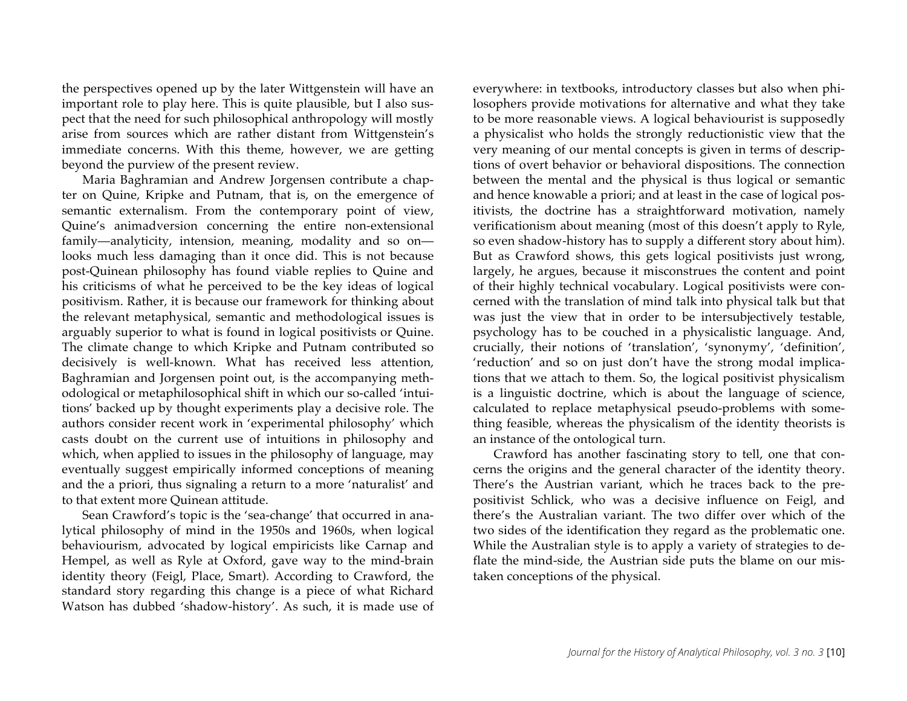the perspectives opened up by the later Wittgenstein will have an important role to play here. This is quite plausible, but I also suspect that the need for such philosophical anthropology will mostly arise from sources which are rather distant from Wittgenstein's immediate concerns. With this theme, however, we are getting beyond the purview of the present review.

Maria Baghramian and Andrew Jorgensen contribute a chapter on Quine, Kripke and Putnam, that is, on the emergence of semantic externalism. From the contemporary point of view, Quine's animadversion concerning the entire non-extensional family—analyticity, intension, meaning, modality and so on—looks much less damaging than it once did. This is not because post-Quinean philosophy has found viable replies to Quine and his criticisms of what he perceived to be the key ideas of logical positivism. Rather, it is because our framework for thinking about the relevant metaphysical, semantic and methodological issues is arguably superior to what is found in logical positivists or Quine. The climate change to which Kripke and Putnam contributed so decisively is well-known. What has received less attention, Baghramian and Jorgensen point out, is the accompanying methodological or metaphilosophical shift in which our so-called 'intuitions' backed up by thought experiments play a decisive role. The authors consider recent work in 'experimental philosophy' which casts doubt on the current use of intuitions in philosophy and which, when applied to issues in the philosophy of language, may eventually suggest empirically informed conceptions of meaning and the a priori, thus signaling a return to a more 'naturalist' and to that extent more Quinean attitude.

Sean Crawford's topic is the 'sea-change' that occurred in analytical philosophy of mind in the 1950s and 1960s, when logical behaviourism, advocated by logical empiricists like Carnap and Hempel, as well as Ryle at Oxford, gave way to the mind-brain identity theory (Feigl, Place, Smart). According to Crawford, the standard story regarding this change is a piece of what Richard Watson has dubbed 'shadow-history'. As such, it is made use of everywhere: in textbooks, introductory classes but also when philosophers provide motivations for alternative and what they take to be more reasonable views. A logical behaviourist is supposedly a physicalist who holds the strongly reductionistic view that the very meaning of our mental concepts is given in terms of descriptions of overt behavior or behavioral dispositions. The connection between the mental and the physical is thus logical or semantic and hence knowable a priori; and at least in the case of logical positivists, the doctrine has a straightforward motivation, namely verificationism about meaning (most of this doesn't apply to Ryle, so even shadow-history has to supply a different story about him). But as Crawford shows, this gets logical positivists just wrong, largely, he argues, because it misconstrues the content and point of their highly technical vocabulary. Logical positivists were concerned with the translation of mind talk into physical talk but that was just the view that in order to be intersubjectively testable, psychology has to be couched in a physicalistic language. And, crucially, their notions of 'translation', 'synonymy', 'definition', 'reduction' and so on just don't have the strong modal implications that we attach to them. So, the logical positivist physicalism is a linguistic doctrine, which is about the language of science, calculated to replace metaphysical pseudo-problems with something feasible, whereas the physicalism of the identity theorists is an instance of the ontological turn.

Crawford has another fascinating story to tell, one that concerns the origins and the general character of the identity theory. There's the Austrian variant, which he traces back to the prepositivist Schlick, who was a decisive influence on Feigl, and there's the Australian variant. The two differ over which of the two sides of the identification they regard as the problematic one. While the Australian style is to apply a variety of strategies to deflate the mind-side, the Austrian side puts the blame on our mistaken conceptions of the physical.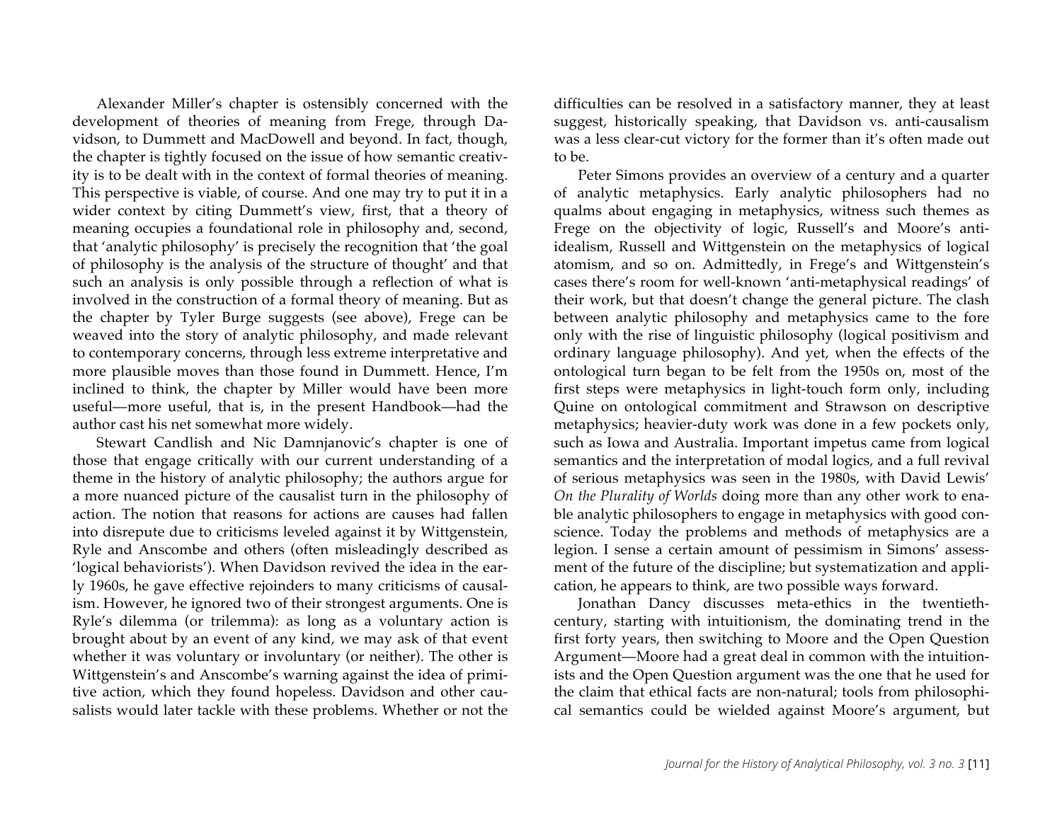Alexander Miller's chapter is ostensibly concerned with the development of theories of meaning from Frege, through Davidson, to Dummett and MacDowell and beyond. In fact, though, the chapter is tightly focused on the issue of how semantic creativity is to be dealt with in the context of formal theories of meaning. This perspective is viable, of course. And one may try to put it in a wider context by citing Dummett's view, first, that a theory of meaning occupies a foundational role in philosophy and, second, that 'analytic philosophy' is precisely the recognition that 'the goal of philosophy is the analysis of the structure of thought' and that such an analysis is only possible through a reflection of what is involved in the construction of a formal theory of meaning. But as the chapter by Tyler Burge suggests (see above), Frege can be weaved into the story of analytic philosophy, and made relevant to contemporary concerns, through less extreme interpretative and more plausible moves than those found in Dummett. Hence, I'm inclined to think, the chapter by Miller would have been more useful—more useful, that is, in the present Handbook—had the author cast his net somewhat more widely.

Stewart Candlish and Nic Damnjanovic's chapter is one of those that engage critically with our current understanding of a theme in the history of analytic philosophy; the authors argue for a more nuanced picture of the causalist turn in the philosophy of action. The notion that reasons for actions are causes had fallen into disrepute due to criticisms leveled against it by Wittgenstein, Ryle and Anscombe and others (often misleadingly described as 'logical behaviorists'). When Davidson revived the idea in the early 1960s, he gave effective rejoinders to many criticisms of causalism. However, he ignored two of their strongest arguments. One is Ryle's dilemma (or trilemma): as long as a voluntary action is brought about by an event of any kind, we may ask of that event whether it was voluntary or involuntary (or neither). The other is Wittgenstein's and Anscombe's warning against the idea of primitive action, which they found hopeless. Davidson and other causalists would later tackle with these problems. Whether or not the difficulties can be resolved in a satisfactory manner, they at least suggest, historically speaking, that Davidson vs. anti-causalism was a less clear-cut victory for the former than it's often made out to be.

Peter Simons provides an overview of a century and a quarter of analytic metaphysics. Early analytic philosophers had no qualms about engaging in metaphysics, witness such themes as Frege on the objectivity of logic, Russell's and Moore's anti-idealism, Russell and Wittgenstein on the metaphysics of logical atomism, and so on. Admittedly, in Frege's and Wittgenstein's cases there's room for well-known 'anti-metaphysical readings' of their work, but that doesn't change the general picture. The clash between analytic philosophy and metaphysics came to the fore only with the rise of linguistic philosophy (logical positivism and ordinary language philosophy). And yet, when the effects of the ontological turn began to be felt from the 1950s on, most of the first steps were metaphysics in light-touch form only, including Quine on ontological commitment and Strawson on descriptive metaphysics; heavier-duty work was done in a few pockets only, such as Iowa and Australia. Important impetus came from logical semantics and the interpretation of modal logics, and a full revival of serious metaphysics was seen in the 1980s, with David Lewis' *On the Plurality of Worlds* doing more than any other work to enable analytic philosophers to engage in metaphysics with good conscience. Today the problems and methods of metaphysics are a legion. I sense a certain amount of pessimism in Simons' assessment of the future of the discipline; but systematization and application, he appears to think, are two possible ways forward.

Jonathan Dancy discusses meta-ethics in the twentieth-century, starting with intuitionism, the dominating trend in the first forty years, then switching to Moore and the Open Question Argument—Moore had a great deal in common with the intuitionists and the Open Question argument was the one that he used for the claim that ethical facts are non-natural; tools from philosophical semantics could be wielded against Moore's argument, but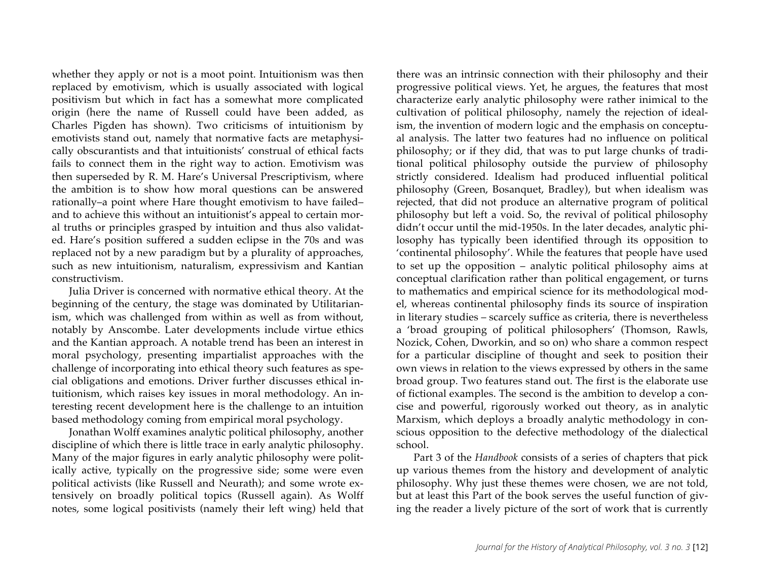whether they apply or not is a moot point. Intuitionism was then replaced by emotivism, which is usually associated with logical positivism but which in fact has a somewhat more complicated origin (here the name of Russell could have been added, as Charles Pigden has shown). Two criticisms of intuitionism by emotivists stand out, namely that normative facts are metaphysically obscurantists and that intuitionists' construal of ethical facts fails to connect them in the right way to action. Emotivism was then superseded by R. M. Hare's Universal Prescriptivism, where the ambition is to show how moral questions can be answered rationally–a point where Hare thought emotivism to have failed–and to achieve this without an intuitionist's appeal to certain moral truths or principles grasped by intuition and thus also validated. Hare's position suffered a sudden eclipse in the 70s and was replaced not by a new paradigm but by a plurality of approaches, such as new intuitionism, naturalism, expressivism and Kantian constructivism.

Julia Driver is concerned with normative ethical theory. At the beginning of the century, the stage was dominated by Utilitarianism, which was challenged from within as well as from without, notably by Anscombe. Later developments include virtue ethics and the Kantian approach. A notable trend has been an interest in moral psychology, presenting impartialist approaches with the challenge of incorporating into ethical theory such features as special obligations and emotions. Driver further discusses ethical intuitionism, which raises key issues in moral methodology. An interesting recent development here is the challenge to an intuition based methodology coming from empirical moral psychology.

Jonathan Wolff examines analytic political philosophy, another discipline of which there is little trace in early analytic philosophy. Many of the major figures in early analytic philosophy were politically active, typically on the progressive side; some were even political activists (like Russell and Neurath); and some wrote extensively on broadly political topics (Russell again). As Wolff notes, some logical positivists (namely their left wing) held that there was an intrinsic connection with their philosophy and their progressive political views. Yet, he argues, the features that most characterize early analytic philosophy were rather inimical to the cultivation of political philosophy, namely the rejection of idealism, the invention of modern logic and the emphasis on conceptual analysis. The latter two features had no influence on political philosophy; or if they did, that was to put large chunks of traditional political philosophy outside the purview of philosophy strictly considered. Idealism had produced influential political philosophy (Green, Bosanquet, Bradley), but when idealism was rejected, that did not produce an alternative program of political philosophy but left a void. So, the revival of political philosophy didn't occur until the mid-1950s. In the later decades, analytic philosophy has typically been identified through its opposition to 'continental philosophy'. While the features that people have used to set up the opposition – analytic political philosophy aims at conceptual clarification rather than political engagement, or turns to mathematics and empirical science for its methodological model, whereas continental philosophy finds its source of inspiration in literary studies – scarcely suffice as criteria, there is nevertheless a 'broad grouping of political philosophers' (Thomson, Rawls, Nozick, Cohen, Dworkin, and so on) who share a common respect for a particular discipline of thought and seek to position their own views in relation to the views expressed by others in the same broad group. Two features stand out. The first is the elaborate use of fictional examples. The second is the ambition to develop a concise and powerful, rigorously worked out theory, as in analytic Marxism, which deploys a broadly analytic methodology in conscious opposition to the defective methodology of the dialectical school.

Part 3 of the *Handbook* consists of a series of chapters that pick up various themes from the history and development of analytic philosophy. Why just these themes were chosen, we are not told, but at least this Part of the book serves the useful function of giving the reader a lively picture of the sort of work that is currently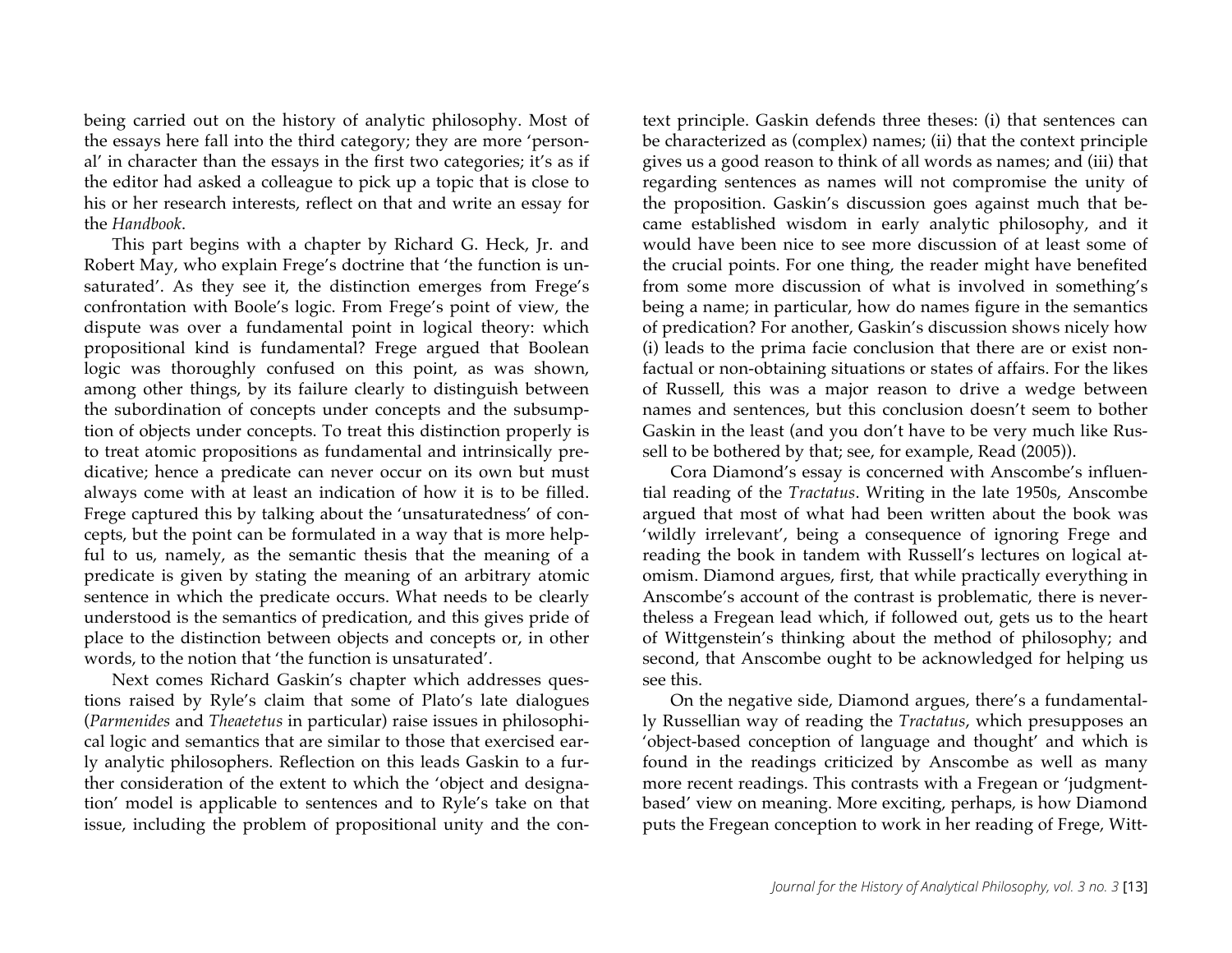being carried out on the history of analytic philosophy. Most of the essays here fall into the third category; they are more 'personal' in character than the essays in the first two categories; it's as if the editor had asked a colleague to pick up a topic that is close to his or her research interests, reflect on that and write an essay for the *Handbook*.

This part begins with a chapter by Richard G. Heck, Jr. and Robert May, who explain Frege's doctrine that 'the function is unsaturated'. As they see it, the distinction emerges from Frege's confrontation with Boole's logic. From Frege's point of view, the dispute was over a fundamental point in logical theory: which propositional kind is fundamental? Frege argued that Boolean logic was thoroughly confused on this point, as was shown, among other things, by its failure clearly to distinguish between the subordination of concepts under concepts and the subsumption of objects under concepts. To treat this distinction properly is to treat atomic propositions as fundamental and intrinsically predicative; hence a predicate can never occur on its own but must always come with at least an indication of how it is to be filled. Frege captured this by talking about the 'unsaturatedness' of concepts, but the point can be formulated in a way that is more helpful to us, namely, as the semantic thesis that the meaning of a predicate is given by stating the meaning of an arbitrary atomic sentence in which the predicate occurs. What needs to be clearly understood is the semantics of predication, and this gives pride of place to the distinction between objects and concepts or, in other words, to the notion that 'the function is unsaturated'.

Next comes Richard Gaskin's chapter which addresses questions raised by Ryle's claim that some of Plato's late dialogues (*Parmenides* and *Theaetetus* in particular) raise issues in philosophical logic and semantics that are similar to those that exercised early analytic philosophers. Reflection on this leads Gaskin to a further consideration of the extent to which the 'object and designation' model is applicable to sentences and to Ryle's take on that issue, including the problem of propositional unity and the context principle. Gaskin defends three theses: (i) that sentences can be characterized as (complex) names; (ii) that the context principle gives us a good reason to think of all words as names; and (iii) that regarding sentences as names will not compromise the unity of the proposition. Gaskin's discussion goes against much that became established wisdom in early analytic philosophy, and it would have been nice to see more discussion of at least some of the crucial points. For one thing, the reader might have benefited from some more discussion of what is involved in something's being a name; in particular, how do names figure in the semantics of predication? For another, Gaskin's discussion shows nicely how (i) leads to the prima facie conclusion that there are or exist non-factual or non-obtaining situations or states of affairs. For the likes of Russell, this was a major reason to drive a wedge between names and sentences, but this conclusion doesn't seem to bother Gaskin in the least (and you don't have to be very much like Russell to be bothered by that; see, for example, Read (2005)).

Cora Diamond's essay is concerned with Anscombe's influential reading of the *Tractatus*. Writing in the late 1950s, Anscombe argued that most of what had been written about the book was 'wildly irrelevant', being a consequence of ignoring Frege and reading the book in tandem with Russell's lectures on logical atomism. Diamond argues, first, that while practically everything in Anscombe's account of the contrast is problematic, there is nevertheless a Fregean lead which, if followed out, gets us to the heart of Wittgenstein's thinking about the method of philosophy; and second, that Anscombe ought to be acknowledged for helping us see this.

On the negative side, Diamond argues, there's a fundamentally Russellian way of reading the *Tractatus*, which presupposes an 'object-based conception of language and thought' and which is found in the readings criticized by Anscombe as well as many more recent readings. This contrasts with a Fregean or 'judgment-based' view on meaning. More exciting, perhaps, is how Diamond puts the Fregean conception to work in her reading of Frege, Witt-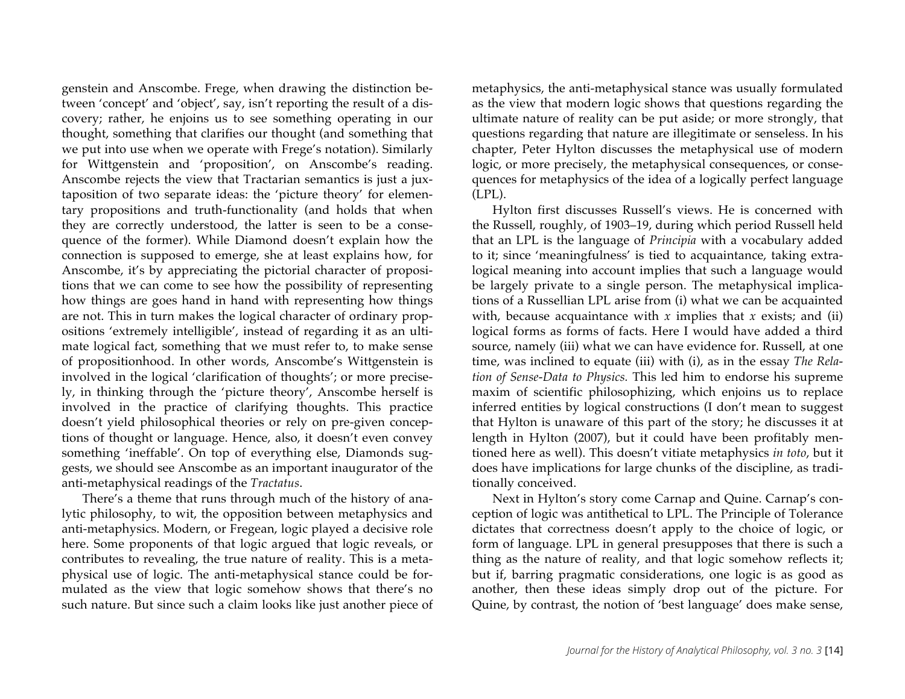genstein and Anscombe. Frege, when drawing the distinction between 'concept' and 'object', say, isn't reporting the result of a discovery; rather, he enjoins us to see something operating in our thought, something that clarifies our thought (and something that we put into use when we operate with Frege's notation). Similarly for Wittgenstein and 'proposition', on Anscombe's reading. Anscombe rejects the view that Tractarian semantics is just a juxtaposition of two separate ideas: the 'picture theory' for elementary propositions and truth-functionality (and holds that when they are correctly understood, the latter is seen to be a consequence of the former). While Diamond doesn't explain how the connection is supposed to emerge, she at least explains how, for Anscombe, it's by appreciating the pictorial character of propositions that we can come to see how the possibility of representing how things are goes hand in hand with representing how things are not. This in turn makes the logical character of ordinary propositions 'extremely intelligible', instead of regarding it as an ultimate logical fact, something that we must refer to, to make sense of propositionhood. In other words, Anscombe's Wittgenstein is involved in the logical 'clarification of thoughts'; or more precisely, in thinking through the 'picture theory', Anscombe herself is involved in the practice of clarifying thoughts. This practice doesn't yield philosophical theories or rely on pre-given conceptions of thought or language. Hence, also, it doesn't even convey something 'ineffable'. On top of everything else, Diamonds suggests, we should see Anscombe as an important inaugurator of the anti-metaphysical readings of the *Tractatus*.

There's a theme that runs through much of the history of analytic philosophy, to wit, the opposition between metaphysics and anti-metaphysics. Modern, or Fregean, logic played a decisive role here. Some proponents of that logic argued that logic reveals, or contributes to revealing, the true nature of reality. This is a metaphysical use of logic. The anti-metaphysical stance could be formulated as the view that logic somehow shows that there's no such nature. But since such a claim looks like just another piece of metaphysics, the anti-metaphysical stance was usually formulated as the view that modern logic shows that questions regarding the ultimate nature of reality can be put aside; or more strongly, that questions regarding that nature are illegitimate or senseless. In his chapter, Peter Hylton discusses the metaphysical use of modern logic, or more precisely, the metaphysical consequences, or consequences for metaphysics of the idea of a logically perfect language (LPL).

Hylton first discusses Russell's views. He is concerned with the Russell, roughly, of 1903–19, during which period Russell held that an LPL is the language of *Principia* with a vocabulary added to it; since 'meaningfulness' is tied to acquaintance, taking extra-logical meaning into account implies that such a language would be largely private to a single person. The metaphysical implications of a Russellian LPL arise from (i) what we can be acquainted with, because acquaintance with $x$ implies that $x$ exists; and (ii) logical forms as forms of facts. Here I would have added a third source, namely (iii) what we can have evidence for. Russell, at one time, was inclined to equate (iii) with (i), as in the essay *The Relation of Sense-Data to Physics.* This led him to endorse his supreme maxim of scientific philosophizing, which enjoins us to replace inferred entities by logical constructions (I don't mean to suggest that Hylton is unaware of this part of the story; he discusses it at length in Hylton (2007), but it could have been profitably mentioned here as well). This doesn't vitiate metaphysics *in toto*, but it does have implications for large chunks of the discipline, as traditionally conceived.

Next in Hylton's story come Carnap and Quine. Carnap's conception of logic was antithetical to LPL. The Principle of Tolerance dictates that correctness doesn't apply to the choice of logic, or form of language. LPL in general presupposes that there is such a thing as the nature of reality, and that logic somehow reflects it; but if, barring pragmatic considerations, one logic is as good as another, then these ideas simply drop out of the picture. For Quine, by contrast, the notion of 'best language' does make sense,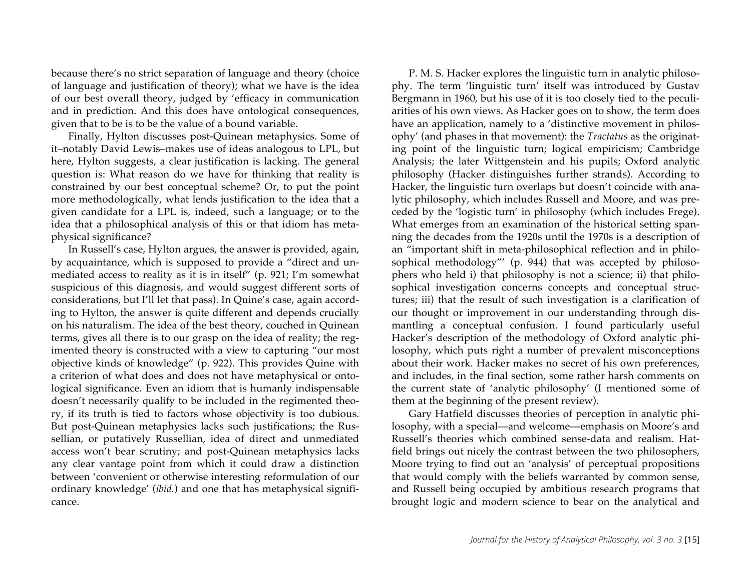because there's no strict separation of language and theory (choice of language and justification of theory); what we have is the idea of our best overall theory, judged by 'efficacy in communication and in prediction. And this does have ontological consequences, given that to be is to be the value of a bound variable.

Finally, Hylton discusses post-Quinean metaphysics. Some of it–notably David Lewis–makes use of ideas analogous to LPL, but here, Hylton suggests, a clear justification is lacking. The general question is: What reason do we have for thinking that reality is constrained by our best conceptual scheme? Or, to put the point more methodologically, what lends justification to the idea that a given candidate for a LPL is, indeed, such a language; or to the idea that a philosophical analysis of this or that idiom has metaphysical significance?

In Russell's case, Hylton argues, the answer is provided, again, by acquaintance, which is supposed to provide a "direct and unmediated access to reality as it is in itself" (p. 921; I'm somewhat suspicious of this diagnosis, and would suggest different sorts of considerations, but I'll let that pass). In Quine's case, again according to Hylton, the answer is quite different and depends crucially on his naturalism. The idea of the best theory, couched in Quinean terms, gives all there is to our grasp on the idea of reality; the regimented theory is constructed with a view to capturing "our most objective kinds of knowledge" (p. 922). This provides Quine with a criterion of what does and does not have metaphysical or ontological significance. Even an idiom that is humanly indispensable doesn't necessarily qualify to be included in the regimented theory, if its truth is tied to factors whose objectivity is too dubious. But post-Quinean metaphysics lacks such justifications; the Russellian, or putatively Russellian, idea of direct and unmediated access won't bear scrutiny; and post-Quinean metaphysics lacks any clear vantage point from which it could draw a distinction between 'convenient or otherwise interesting reformulation of our ordinary knowledge' (*ibid.*) and one that has metaphysical significance.

P. M. S. Hacker explores the linguistic turn in analytic philosophy. The term 'linguistic turn' itself was introduced by Gustav Bergmann in 1960, but his use of it is too closely tied to the peculiarities of his own views. As Hacker goes on to show, the term does have an application, namely to a 'distinctive movement in philosophy' (and phases in that movement): the *Tractatus* as the originating point of the linguistic turn; logical empiricism; Cambridge Analysis; the later Wittgenstein and his pupils; Oxford analytic philosophy (Hacker distinguishes further strands). According to Hacker, the linguistic turn overlaps but doesn't coincide with analytic philosophy, which includes Russell and Moore, and was preceded by the 'logistic turn' in philosophy (which includes Frege). What emerges from an examination of the historical setting spanning the decades from the 1920s until the 1970s is a description of an "important shift in meta-philosophical reflection and in philosophical methodology"' (p. 944) that was accepted by philosophers who held i) that philosophy is not a science; ii) that philosophical investigation concerns concepts and conceptual structures; iii) that the result of such investigation is a clarification of our thought or improvement in our understanding through dismantling a conceptual confusion. I found particularly useful Hacker's description of the methodology of Oxford analytic philosophy, which puts right a number of prevalent misconceptions about their work. Hacker makes no secret of his own preferences, and includes, in the final section, some rather harsh comments on the current state of 'analytic philosophy' (I mentioned some of them at the beginning of the present review).

Gary Hatfield discusses theories of perception in analytic philosophy, with a special—and welcome—emphasis on Moore's and Russell's theories which combined sense-data and realism. Hatfield brings out nicely the contrast between the two philosophers, Moore trying to find out an 'analysis' of perceptual propositions that would comply with the beliefs warranted by common sense, and Russell being occupied by ambitious research programs that brought logic and modern science to bear on the analytical and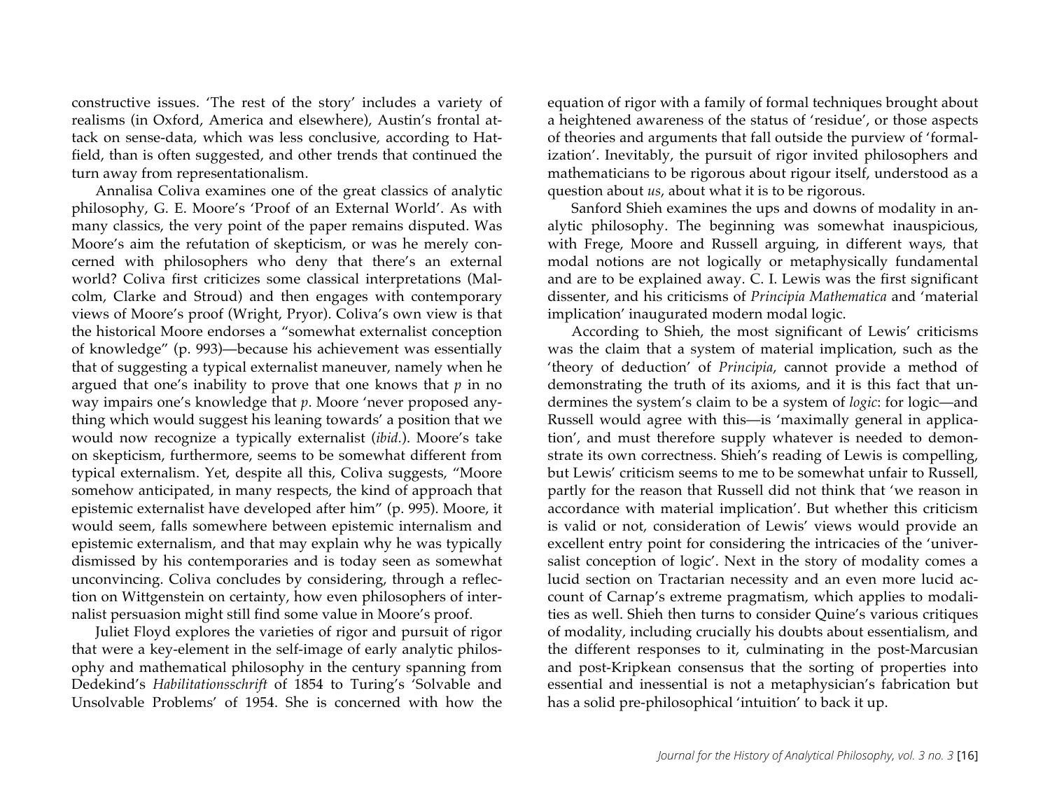constructive issues. 'The rest of the story' includes a variety of realisms (in Oxford, America and elsewhere), Austin's frontal attack on sense-data, which was less conclusive, according to Hatfield, than is often suggested, and other trends that continued the turn away from representationalism.

Annalisa Coliva examines one of the great classics of analytic philosophy, G. E. Moore's 'Proof of an External World'. As with many classics, the very point of the paper remains disputed. Was Moore's aim the refutation of skepticism, or was he merely concerned with philosophers who deny that there's an external world? Coliva first criticizes some classical interpretations (Malcolm, Clarke and Stroud) and then engages with contemporary views of Moore's proof (Wright, Pryor). Coliva's own view is that the historical Moore endorses a "somewhat externalist conception of knowledge" (p. 993)—because his achievement was essentially that of suggesting a typical externalist maneuver, namely when he argued that one's inability to prove that one knows that *p* in no way impairs one's knowledge that *p*. Moore 'never proposed anything which would suggest his leaning towards' a position that we would now recognize a typically externalist (*ibid.*). Moore's take on skepticism, furthermore, seems to be somewhat different from typical externalism. Yet, despite all this, Coliva suggests, "Moore somehow anticipated, in many respects, the kind of approach that epistemic externalist have developed after him" (p. 995). Moore, it would seem, falls somewhere between epistemic internalism and epistemic externalism, and that may explain why he was typically dismissed by his contemporaries and is today seen as somewhat unconvincing. Coliva concludes by considering, through a reflection on Wittgenstein on certainty, how even philosophers of internalist persuasion might still find some value in Moore's proof.

Juliet Floyd explores the varieties of rigor and pursuit of rigor that were a key-element in the self-image of early analytic philosophy and mathematical philosophy in the century spanning from Dedekind's *Habilitationsschrift* of 1854 to Turing's 'Solvable and Unsolvable Problems' of 1954. She is concerned with how the equation of rigor with a family of formal techniques brought about a heightened awareness of the status of 'residue', or those aspects of theories and arguments that fall outside the purview of 'formalization'. Inevitably, the pursuit of rigor invited philosophers and mathematicians to be rigorous about rigour itself, understood as a question about *us*, about what it is to be rigorous.

Sanford Shieh examines the ups and downs of modality in analytic philosophy. The beginning was somewhat inauspicious, with Frege, Moore and Russell arguing, in different ways, that modal notions are not logically or metaphysically fundamental and are to be explained away. C. I. Lewis was the first significant dissenter, and his criticisms of *Principia Mathematica* and 'material implication' inaugurated modern modal logic.

According to Shieh, the most significant of Lewis' criticisms was the claim that a system of material implication, such as the 'theory of deduction' of *Principia*, cannot provide a method of demonstrating the truth of its axioms, and it is this fact that undermines the system's claim to be a system of *logic*: for logic—and Russell would agree with this—is 'maximally general in application', and must therefore supply whatever is needed to demonstrate its own correctness. Shieh's reading of Lewis is compelling, but Lewis' criticism seems to me to be somewhat unfair to Russell, partly for the reason that Russell did not think that 'we reason in accordance with material implication'. But whether this criticism is valid or not, consideration of Lewis' views would provide an excellent entry point for considering the intricacies of the 'universalist conception of logic'. Next in the story of modality comes a lucid section on Tractarian necessity and an even more lucid account of Carnap's extreme pragmatism, which applies to modalities as well. Shieh then turns to consider Quine's various critiques of modality, including crucially his doubts about essentialism, and the different responses to it, culminating in the post-Marcusian and post-Kripkean consensus that the sorting of properties into essential and inessential is not a metaphysician's fabrication but has a solid pre-philosophical 'intuition' to back it up.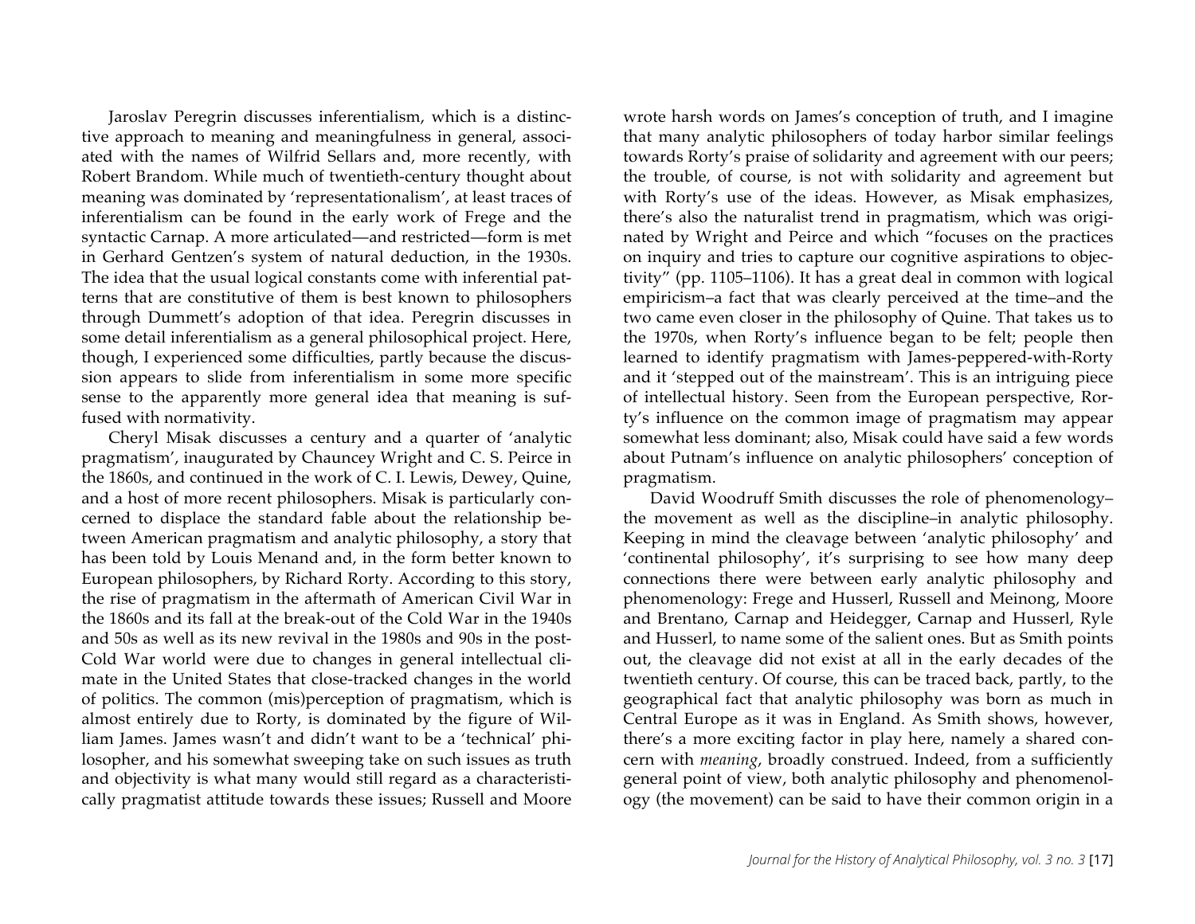Jaroslav Peregrin discusses inferentialism, which is a distinctive approach to meaning and meaningfulness in general, associated with the names of Wilfrid Sellars and, more recently, with Robert Brandom. While much of twentieth-century thought about meaning was dominated by 'representationalism', at least traces of inferentialism can be found in the early work of Frege and the syntactic Carnap. A more articulated—and restricted—form is met in Gerhard Gentzen's system of natural deduction, in the 1930s. The idea that the usual logical constants come with inferential patterns that are constitutive of them is best known to philosophers through Dummett's adoption of that idea. Peregrin discusses in some detail inferentialism as a general philosophical project. Here, though, I experienced some difficulties, partly because the discussion appears to slide from inferentialism in some more specific sense to the apparently more general idea that meaning is suffused with normativity.

Cheryl Misak discusses a century and a quarter of 'analytic pragmatism', inaugurated by Chauncey Wright and C. S. Peirce in the 1860s, and continued in the work of C. I. Lewis, Dewey, Quine, and a host of more recent philosophers. Misak is particularly concerned to displace the standard fable about the relationship between American pragmatism and analytic philosophy, a story that has been told by Louis Menand and, in the form better known to European philosophers, by Richard Rorty. According to this story, the rise of pragmatism in the aftermath of American Civil War in the 1860s and its fall at the break-out of the Cold War in the 1940s and 50s as well as its new revival in the 1980s and 90s in the post-Cold War world were due to changes in general intellectual climate in the United States that close-tracked changes in the world of politics. The common (mis)perception of pragmatism, which is almost entirely due to Rorty, is dominated by the figure of William James. James wasn't and didn't want to be a 'technical' philosopher, and his somewhat sweeping take on such issues as truth and objectivity is what many would still regard as a characteristically pragmatist attitude towards these issues; Russell and Moore wrote harsh words on James's conception of truth, and I imagine that many analytic philosophers of today harbor similar feelings towards Rorty's praise of solidarity and agreement with our peers; the trouble, of course, is not with solidarity and agreement but with Rorty's use of the ideas. However, as Misak emphasizes, there's also the naturalist trend in pragmatism, which was originated by Wright and Peirce and which "focuses on the practices on inquiry and tries to capture our cognitive aspirations to objectivity" (pp. 1105–1106). It has a great deal in common with logical empiricism–a fact that was clearly perceived at the time–and the two came even closer in the philosophy of Quine. That takes us to the 1970s, when Rorty's influence began to be felt; people then learned to identify pragmatism with James-peppered-with-Rorty and it 'stepped out of the mainstream'. This is an intriguing piece of intellectual history. Seen from the European perspective, Rorty's influence on the common image of pragmatism may appear somewhat less dominant; also, Misak could have said a few words about Putnam's influence on analytic philosophers' conception of pragmatism.

David Woodruff Smith discusses the role of phenomenology–the movement as well as the discipline–in analytic philosophy. Keeping in mind the cleavage between 'analytic philosophy' and 'continental philosophy', it's surprising to see how many deep connections there were between early analytic philosophy and phenomenology: Frege and Husserl, Russell and Meinong, Moore and Brentano, Carnap and Heidegger, Carnap and Husserl, Ryle and Husserl, to name some of the salient ones. But as Smith points out, the cleavage did not exist at all in the early decades of the twentieth century. Of course, this can be traced back, partly, to the geographical fact that analytic philosophy was born as much in Central Europe as it was in England. As Smith shows, however, there's a more exciting factor in play here, namely a shared concern with *meaning*, broadly construed. Indeed, from a sufficiently general point of view, both analytic philosophy and phenomenology (the movement) can be said to have their common origin in a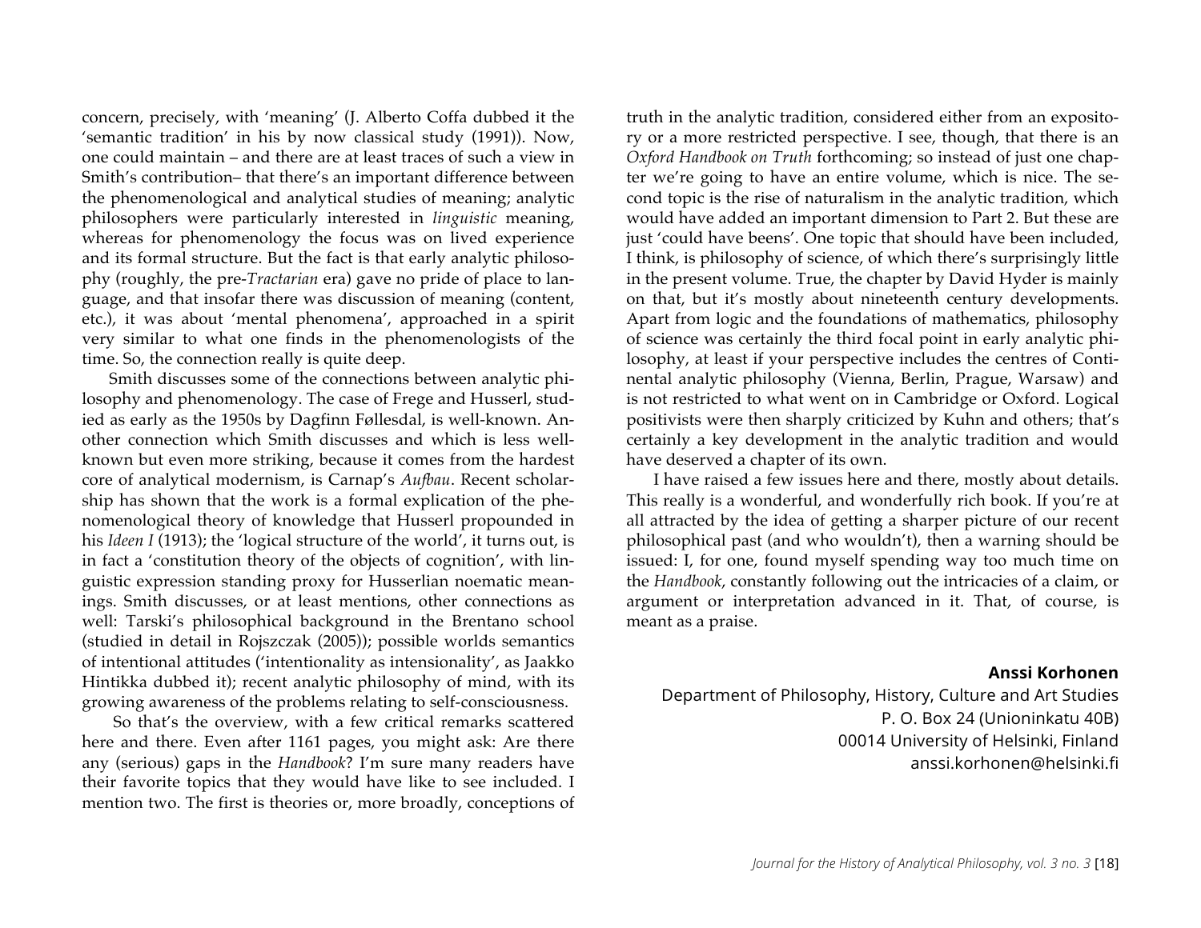concern, precisely, with 'meaning' (J. Alberto Coffa dubbed it the 'semantic tradition' in his by now classical study (1991)). Now, one could maintain – and there are at least traces of such a view in Smith's contribution– that there's an important difference between the phenomenological and analytical studies of meaning; analytic philosophers were particularly interested in *linguistic* meaning, whereas for phenomenology the focus was on lived experience and its formal structure. But the fact is that early analytic philosophy (roughly, the pre-*Tractarian* era) gave no pride of place to language, and that insofar there was discussion of meaning (content, etc.), it was about 'mental phenomena', approached in a spirit very similar to what one finds in the phenomenologists of the time. So, the connection really is quite deep.

Smith discusses some of the connections between analytic philosophy and phenomenology. The case of Frege and Husserl, studied as early as the 1950s by Dagfinn Føllesdal, is well-known. Another connection which Smith discusses and which is less well-known but even more striking, because it comes from the hardest core of analytical modernism, is Carnap's *Aufbau*. Recent scholarship has shown that the work is a formal explication of the phenomenological theory of knowledge that Husserl propounded in his *Ideen I* (1913); the 'logical structure of the world', it turns out, is in fact a 'constitution theory of the objects of cognition', with linguistic expression standing proxy for Husserlian noematic meanings. Smith discusses, or at least mentions, other connections as well: Tarski's philosophical background in the Brentano school (studied in detail in Rojszczak (2005)); possible worlds semantics of intentional attitudes ('intentionality as intensionality', as Jaakko Hintikka dubbed it); recent analytic philosophy of mind, with its growing awareness of the problems relating to self-consciousness.

So that's the overview, with a few critical remarks scattered here and there. Even after 1161 pages, you might ask: Are there any (serious) gaps in the *Handbook*? I'm sure many readers have their favorite topics that they would have like to see included. I mention two. The first is theories or, more broadly, conceptions of truth in the analytic tradition, considered either from an expository or a more restricted perspective. I see, though, that there is an *Oxford Handbook on Truth* forthcoming; so instead of just one chapter we're going to have an entire volume, which is nice. The second topic is the rise of naturalism in the analytic tradition, which would have added an important dimension to Part 2. But these are just 'could have beens'. One topic that should have been included, I think, is philosophy of science, of which there's surprisingly little in the present volume. True, the chapter by David Hyder is mainly on that, but it's mostly about nineteenth century developments. Apart from logic and the foundations of mathematics, philosophy of science was certainly the third focal point in early analytic philosophy, at least if your perspective includes the centres of Continental analytic philosophy (Vienna, Berlin, Prague, Warsaw) and is not restricted to what went on in Cambridge or Oxford. Logical positivists were then sharply criticized by Kuhn and others; that's certainly a key development in the analytic tradition and would have deserved a chapter of its own.

I have raised a few issues here and there, mostly about details. This really is a wonderful, and wonderfully rich book. If you're at all attracted by the idea of getting a sharper picture of our recent philosophical past (and who wouldn't), then a warning should be issued: I, for one, found myself spending way too much time on the *Handbook*, constantly following out the intricacies of a claim, or argument or interpretation advanced in it. That, of course, is meant as a praise.

**Anssi Korhonen**
Department of Philosophy, History, Culture and Art Studies
P. O. Box 24 (Unioninkatu 40B)
00014 University of Helsinki, Finland
anssi.korhonen@helsinki.fi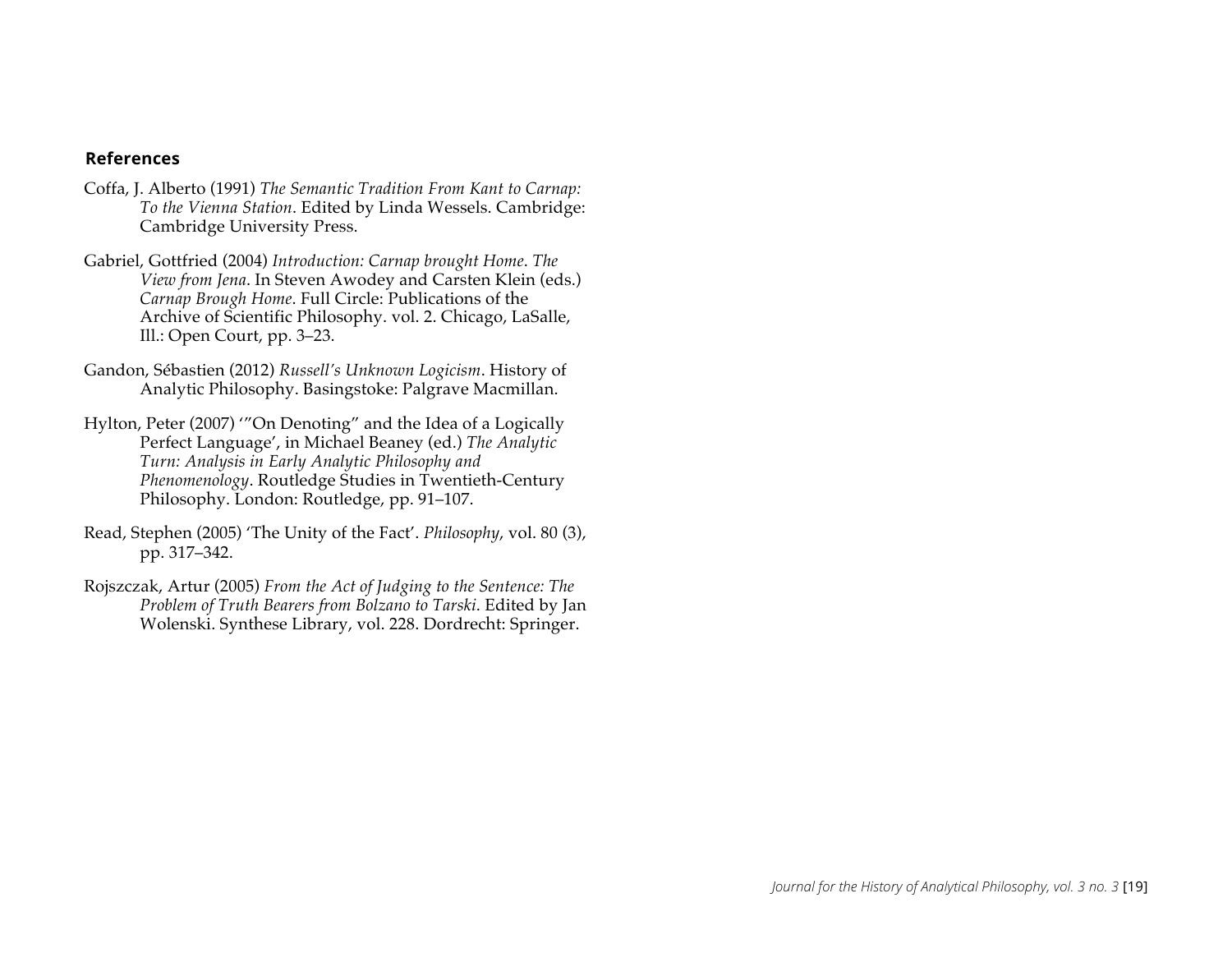## References

Coffa, J. Alberto (1991) *The Semantic Tradition From Kant to Carnap: To the Vienna Station*. Edited by Linda Wessels. Cambridge: Cambridge University Press.

Gabriel, Gottfried (2004) *Introduction: Carnap brought Home*. *The View from Jena*. In Steven Awodey and Carsten Klein (eds.) *Carnap Brough Home*. Full Circle: Publications of the Archive of Scientific Philosophy. vol. 2. Chicago, LaSalle, Ill.: Open Court, pp. 3–23.

Gandon, Sébastien (2012) *Russell's Unknown Logicism*. History of Analytic Philosophy. Basingstoke: Palgrave Macmillan.

Hylton, Peter (2007) '"On Denoting" and the Idea of a Logically Perfect Language', in Michael Beaney (ed.) *The Analytic Turn: Analysis in Early Analytic Philosophy and Phenomenology*. Routledge Studies in Twentieth-Century Philosophy. London: Routledge, pp. 91–107.

Read, Stephen (2005) 'The Unity of the Fact'. *Philosophy*, vol. 80 (3), pp. 317–342.

Rojszczak, Artur (2005) *From the Act of Judging to the Sentence: The Problem of Truth Bearers from Bolzano to Tarski*. Edited by Jan Wolenski. Synthese Library, vol. 228. Dordrecht: Springer.